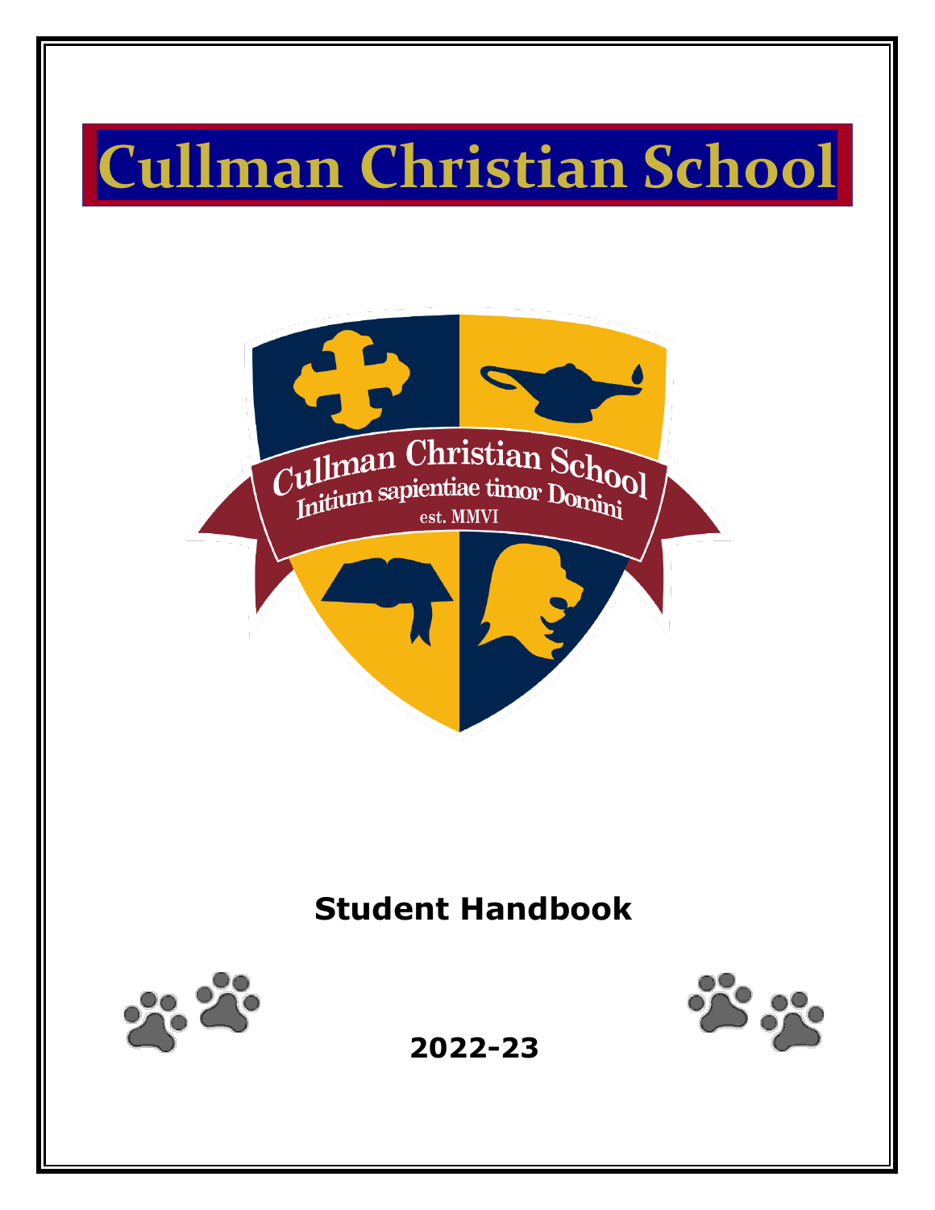# Cullman Christian School

Cullman Christian School
Initium sapientiae timor Domini
est. MMVI

## Student Handbook

**2022-23**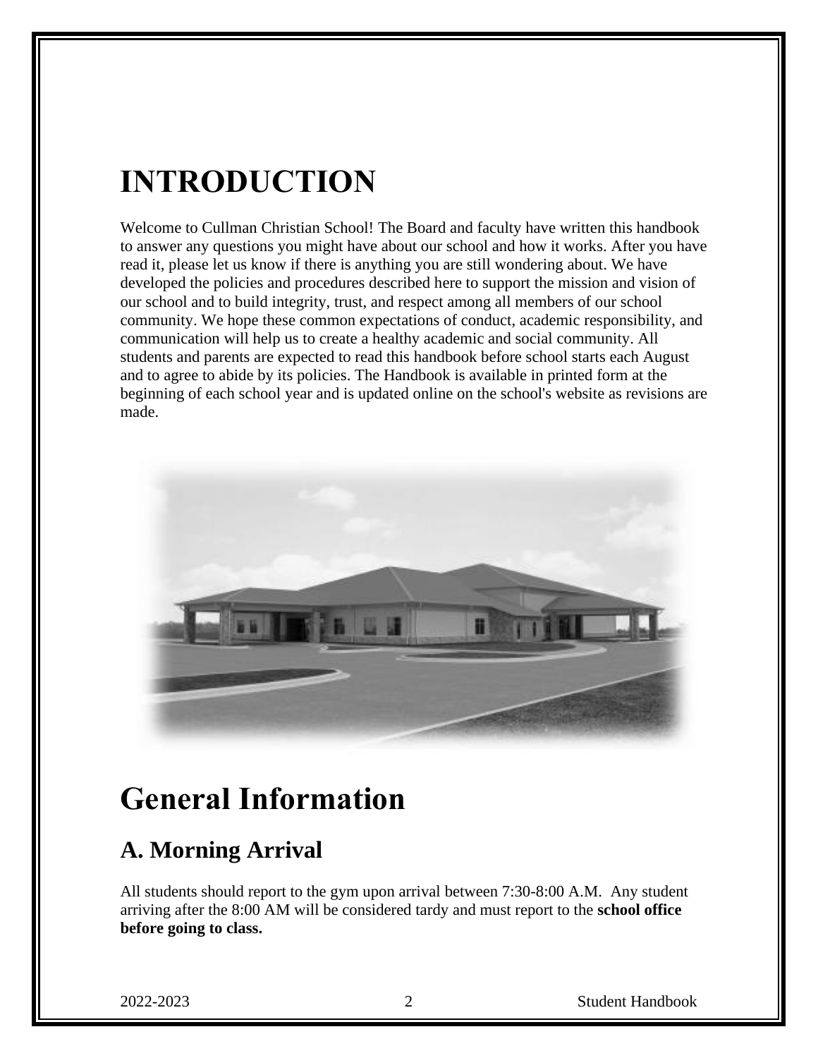# INTRODUCTION

Welcome to Cullman Christian School! The Board and faculty have written this handbook to answer any questions you might have about our school and how it works. After you have read it, please let us know if there is anything you are still wondering about. We have developed the policies and procedures described here to support the mission and vision of our school and to build integrity, trust, and respect among all members of our school community. We hope these common expectations of conduct, academic responsibility, and communication will help us to create a healthy academic and social community. All students and parents are expected to read this handbook before school starts each August and to agree to abide by its policies. The Handbook is available in printed form at the beginning of each school year and is updated online on the school's website as revisions are made.

# General Information

## A. Morning Arrival

All students should report to the gym upon arrival between 7:30-8:00 A.M.  Any student arriving after the 8:00 AM will be considered tardy and must report to the **school office before going to class.**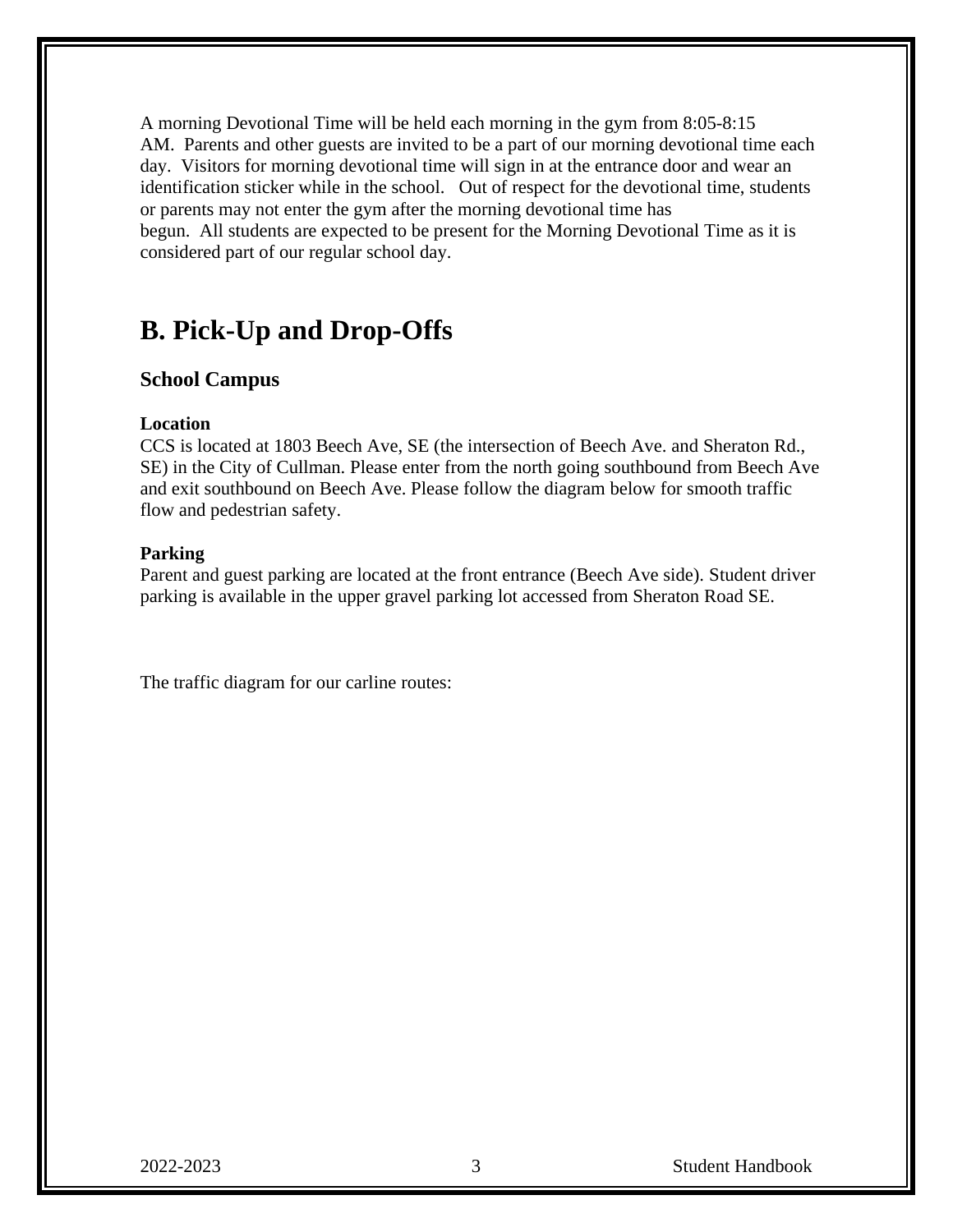A morning Devotional Time will be held each morning in the gym from 8:05-8:15 AM. Parents and other guests are invited to be a part of our morning devotional time each day. Visitors for morning devotional time will sign in at the entrance door and wear an identification sticker while in the school. Out of respect for the devotional time, students or parents may not enter the gym after the morning devotional time has begun. All students are expected to be present for the Morning Devotional Time as it is considered part of our regular school day.

## B. Pick-Up and Drop-Offs

### School Campus

**Location**

CCS is located at 1803 Beech Ave, SE (the intersection of Beech Ave. and Sheraton Rd., SE) in the City of Cullman. Please enter from the north going southbound from Beech Ave and exit southbound on Beech Ave. Please follow the diagram below for smooth traffic flow and pedestrian safety.

**Parking**

Parent and guest parking are located at the front entrance (Beech Ave side). Student driver parking is available in the upper gravel parking lot accessed from Sheraton Road SE.

The traffic diagram for our carline routes: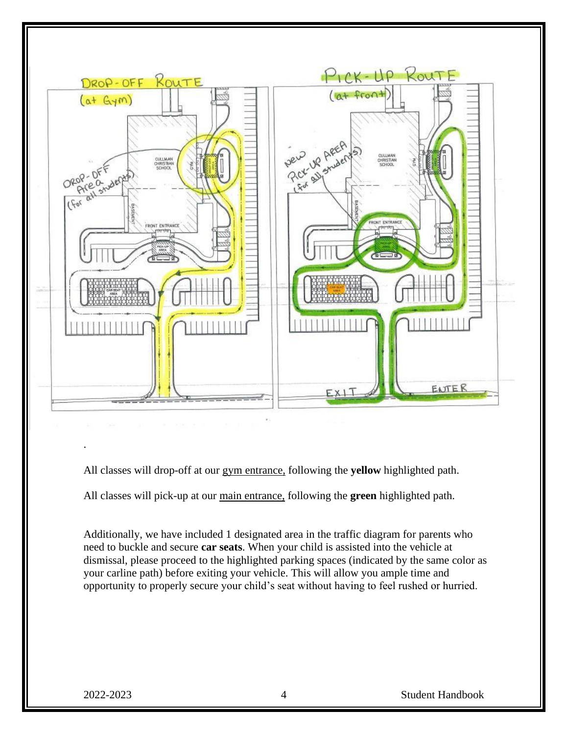All classes will drop-off at our gym entrance, following the **yellow** highlighted path.

All classes will pick-up at our main entrance, following the **green** highlighted path.

Additionally, we have included 1 designated area in the traffic diagram for parents who need to buckle and secure **car seats**. When your child is assisted into the vehicle at dismissal, please proceed to the highlighted parking spaces (indicated by the same color as your carline path) before exiting your vehicle. This will allow you ample time and opportunity to properly secure your child's seat without having to feel rushed or hurried.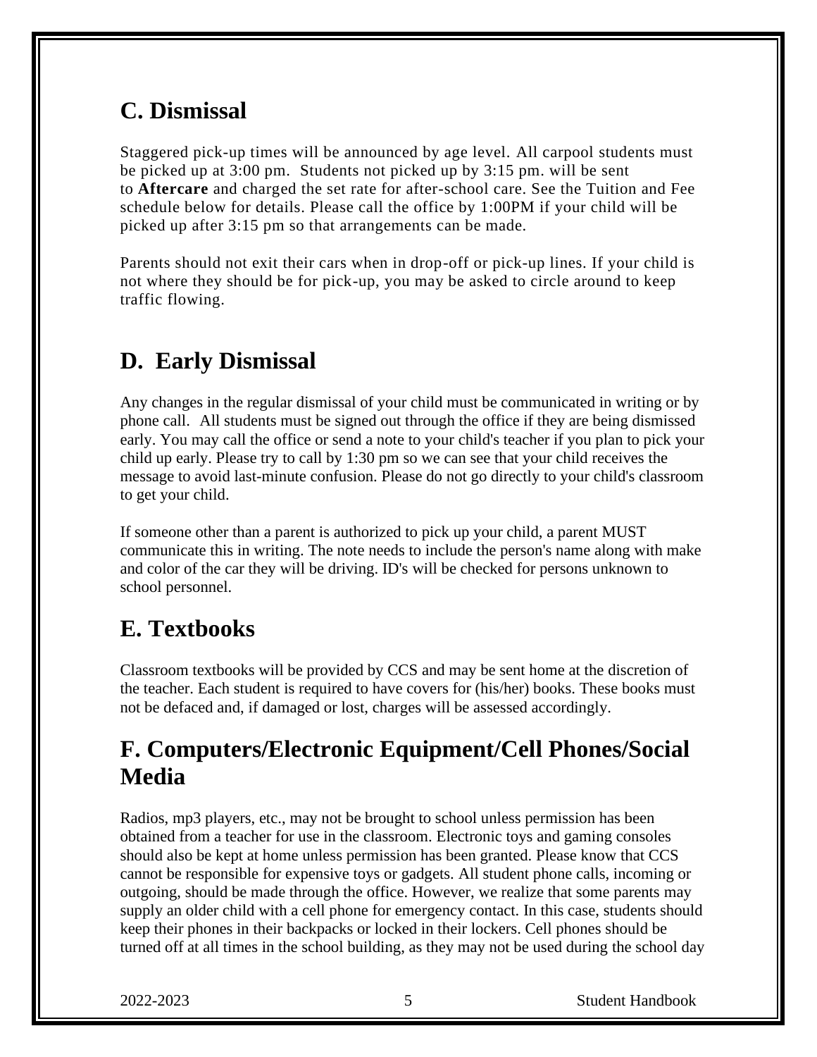## C. Dismissal

Staggered pick-up times will be announced by age level. All carpool students must be picked up at 3:00 pm. Students not picked up by 3:15 pm. will be sent to **Aftercare** and charged the set rate for after-school care. See the Tuition and Fee schedule below for details. Please call the office by 1:00PM if your child will be picked up after 3:15 pm so that arrangements can be made.

Parents should not exit their cars when in drop-off or pick-up lines. If your child is not where they should be for pick-up, you may be asked to circle around to keep traffic flowing.

## D. Early Dismissal

Any changes in the regular dismissal of your child must be communicated in writing or by phone call. All students must be signed out through the office if they are being dismissed early. You may call the office or send a note to your child's teacher if you plan to pick your child up early. Please try to call by 1:30 pm so we can see that your child receives the message to avoid last-minute confusion. Please do not go directly to your child's classroom to get your child.

If someone other than a parent is authorized to pick up your child, a parent MUST communicate this in writing. The note needs to include the person's name along with make and color of the car they will be driving. ID's will be checked for persons unknown to school personnel.

## E. Textbooks

Classroom textbooks will be provided by CCS and may be sent home at the discretion of the teacher. Each student is required to have covers for (his/her) books. These books must not be defaced and, if damaged or lost, charges will be assessed accordingly.

## F. Computers/Electronic Equipment/Cell Phones/Social Media

Radios, mp3 players, etc., may not be brought to school unless permission has been obtained from a teacher for use in the classroom. Electronic toys and gaming consoles should also be kept at home unless permission has been granted. Please know that CCS cannot be responsible for expensive toys or gadgets. All student phone calls, incoming or outgoing, should be made through the office. However, we realize that some parents may supply an older child with a cell phone for emergency contact. In this case, students should keep their phones in their backpacks or locked in their lockers. Cell phones should be turned off at all times in the school building, as they may not be used during the school day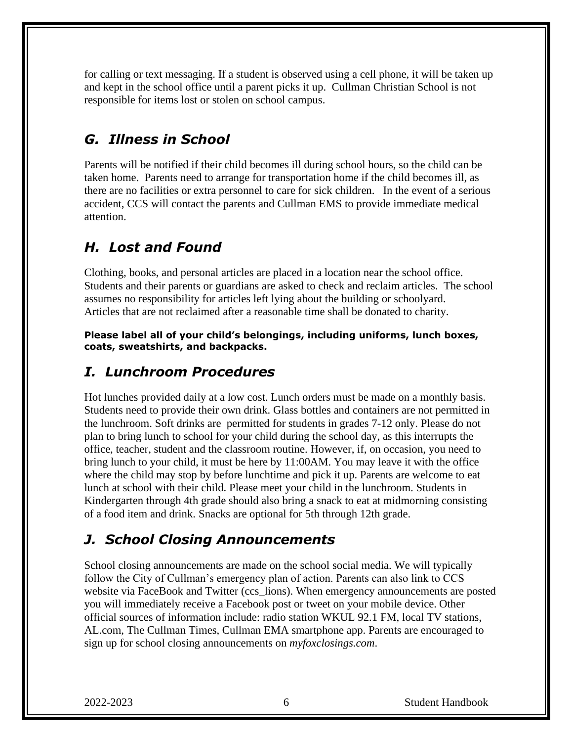for calling or text messaging. If a student is observed using a cell phone, it will be taken up and kept in the school office until a parent picks it up. Cullman Christian School is not responsible for items lost or stolen on school campus.

## *G. Illness in School*

Parents will be notified if their child becomes ill during school hours, so the child can be taken home. Parents need to arrange for transportation home if the child becomes ill, as there are no facilities or extra personnel to care for sick children. In the event of a serious accident, CCS will contact the parents and Cullman EMS to provide immediate medical attention.

## *H. Lost and Found*

Clothing, books, and personal articles are placed in a location near the school office. Students and their parents or guardians are asked to check and reclaim articles. The school assumes no responsibility for articles left lying about the building or schoolyard. Articles that are not reclaimed after a reasonable time shall be donated to charity.

**Please label all of your child's belongings, including uniforms, lunch boxes, coats, sweatshirts, and backpacks.**

## *I. Lunchroom Procedures*

Hot lunches provided daily at a low cost. Lunch orders must be made on a monthly basis. Students need to provide their own drink. Glass bottles and containers are not permitted in the lunchroom. Soft drinks are permitted for students in grades 7-12 only. Please do not plan to bring lunch to school for your child during the school day, as this interrupts the office, teacher, student and the classroom routine. However, if, on occasion, you need to bring lunch to your child, it must be here by 11:00AM. You may leave it with the office where the child may stop by before lunchtime and pick it up. Parents are welcome to eat lunch at school with their child. Please meet your child in the lunchroom. Students in Kindergarten through 4th grade should also bring a snack to eat at midmorning consisting of a food item and drink. Snacks are optional for 5th through 12th grade.

## *J. School Closing Announcements*

School closing announcements are made on the school social media. We will typically follow the City of Cullman's emergency plan of action. Parents can also link to CCS website via FaceBook and Twitter (ccs_lions). When emergency announcements are posted you will immediately receive a Facebook post or tweet on your mobile device. Other official sources of information include: radio station WKUL 92.1 FM, local TV stations, AL.com, The Cullman Times, Cullman EMA smartphone app. Parents are encouraged to sign up for school closing announcements on *myfoxclosings.com*.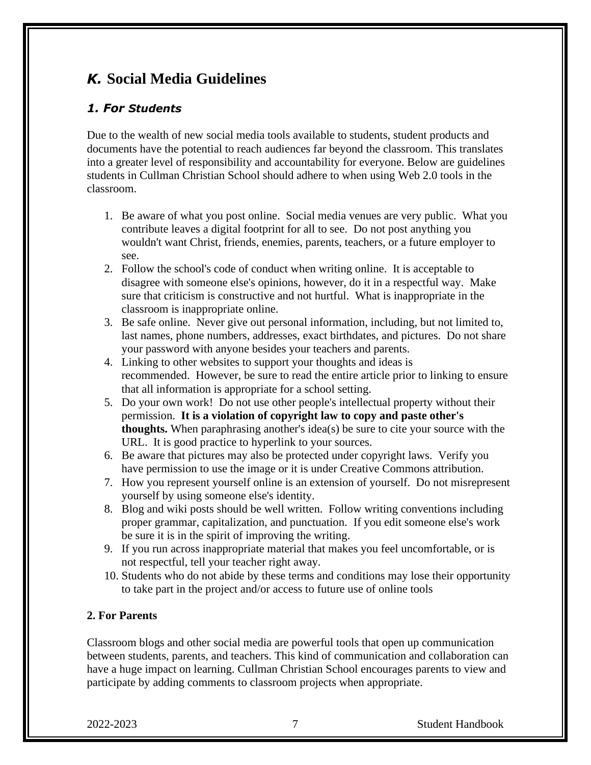## *K.* Social Media Guidelines

### *1. For Students*

Due to the wealth of new social media tools available to students, student products and documents have the potential to reach audiences far beyond the classroom. This translates into a greater level of responsibility and accountability for everyone. Below are guidelines students in Cullman Christian School should adhere to when using Web 2.0 tools in the classroom.

1. Be aware of what you post online. Social media venues are very public. What you contribute leaves a digital footprint for all to see. Do not post anything you wouldn't want Christ, friends, enemies, parents, teachers, or a future employer to see.
2. Follow the school's code of conduct when writing online. It is acceptable to disagree with someone else's opinions, however, do it in a respectful way. Make sure that criticism is constructive and not hurtful. What is inappropriate in the classroom is inappropriate online.
3. Be safe online. Never give out personal information, including, but not limited to, last names, phone numbers, addresses, exact birthdates, and pictures. Do not share your password with anyone besides your teachers and parents.
4. Linking to other websites to support your thoughts and ideas is recommended. However, be sure to read the entire article prior to linking to ensure that all information is appropriate for a school setting.
5. Do your own work! Do not use other people's intellectual property without their permission. **It is a violation of copyright law to copy and paste other's thoughts.** When paraphrasing another's idea(s) be sure to cite your source with the URL. It is good practice to hyperlink to your sources.
6. Be aware that pictures may also be protected under copyright laws. Verify you have permission to use the image or it is under Creative Commons attribution.
7. How you represent yourself online is an extension of yourself. Do not misrepresent yourself by using someone else's identity.
8. Blog and wiki posts should be well written. Follow writing conventions including proper grammar, capitalization, and punctuation. If you edit someone else's work be sure it is in the spirit of improving the writing.
9. If you run across inappropriate material that makes you feel uncomfortable, or is not respectful, tell your teacher right away.
10. Students who do not abide by these terms and conditions may lose their opportunity to take part in the project and/or access to future use of online tools

### 2. For Parents

Classroom blogs and other social media are powerful tools that open up communication between students, parents, and teachers. This kind of communication and collaboration can have a huge impact on learning. Cullman Christian School encourages parents to view and participate by adding comments to classroom projects when appropriate.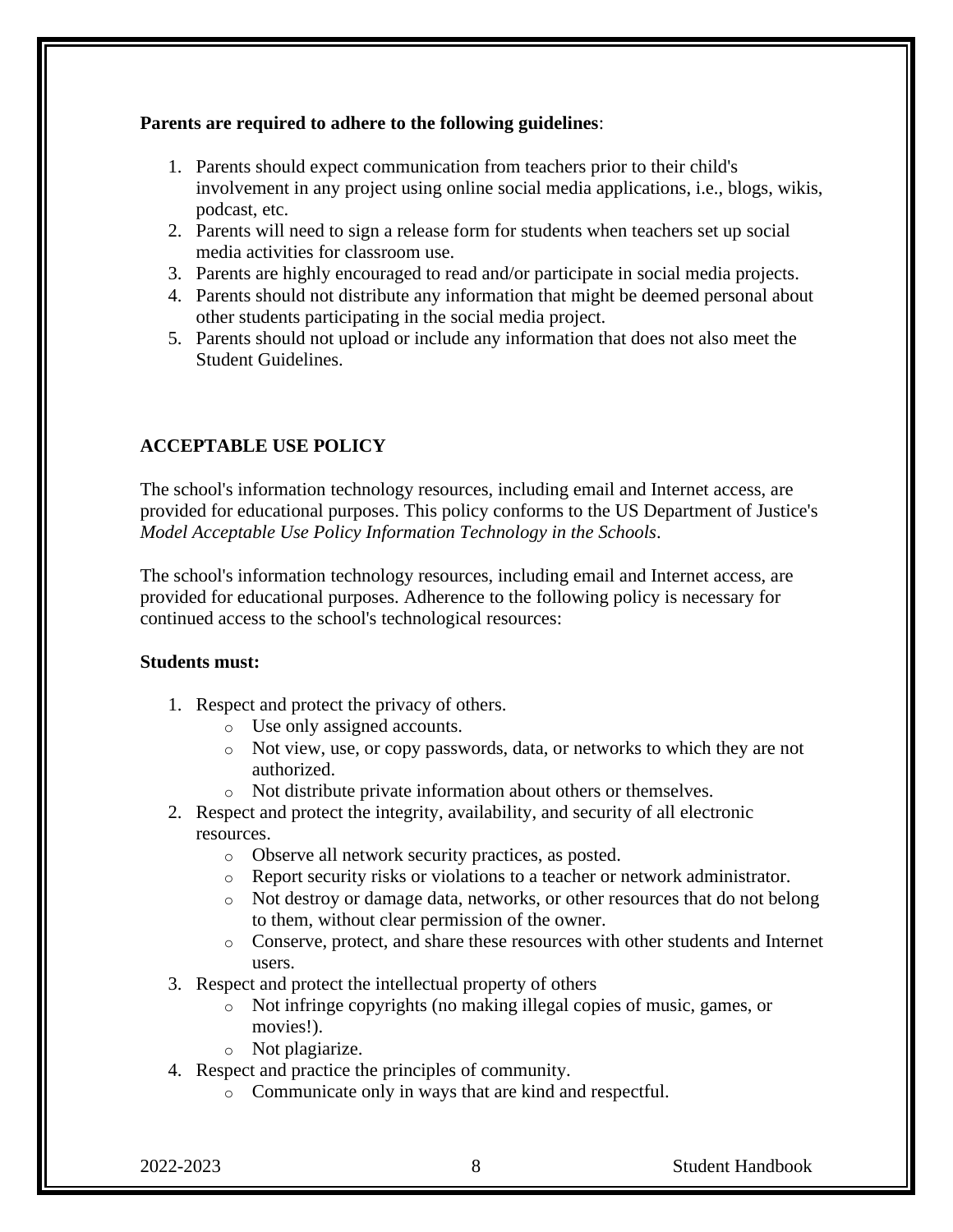**Parents are required to adhere to the following guidelines**:

1. Parents should expect communication from teachers prior to their child's involvement in any project using online social media applications, i.e., blogs, wikis, podcast, etc.
2. Parents will need to sign a release form for students when teachers set up social media activities for classroom use.
3. Parents are highly encouraged to read and/or participate in social media projects.
4. Parents should not distribute any information that might be deemed personal about other students participating in the social media project.
5. Parents should not upload or include any information that does not also meet the Student Guidelines.

## ACCEPTABLE USE POLICY

The school's information technology resources, including email and Internet access, are provided for educational purposes. This policy conforms to the US Department of Justice's *Model Acceptable Use Policy Information Technology in the Schools*.

The school's information technology resources, including email and Internet access, are provided for educational purposes. Adherence to the following policy is necessary for continued access to the school's technological resources:

**Students must:**

1. Respect and protect the privacy of others.
   - Use only assigned accounts.
   - Not view, use, or copy passwords, data, or networks to which they are not authorized.
   - Not distribute private information about others or themselves.
2. Respect and protect the integrity, availability, and security of all electronic resources.
   - Observe all network security practices, as posted.
   - Report security risks or violations to a teacher or network administrator.
   - Not destroy or damage data, networks, or other resources that do not belong to them, without clear permission of the owner.
   - Conserve, protect, and share these resources with other students and Internet users.
3. Respect and protect the intellectual property of others
   - Not infringe copyrights (no making illegal copies of music, games, or movies!).
   - Not plagiarize.
4. Respect and practice the principles of community.
   - Communicate only in ways that are kind and respectful.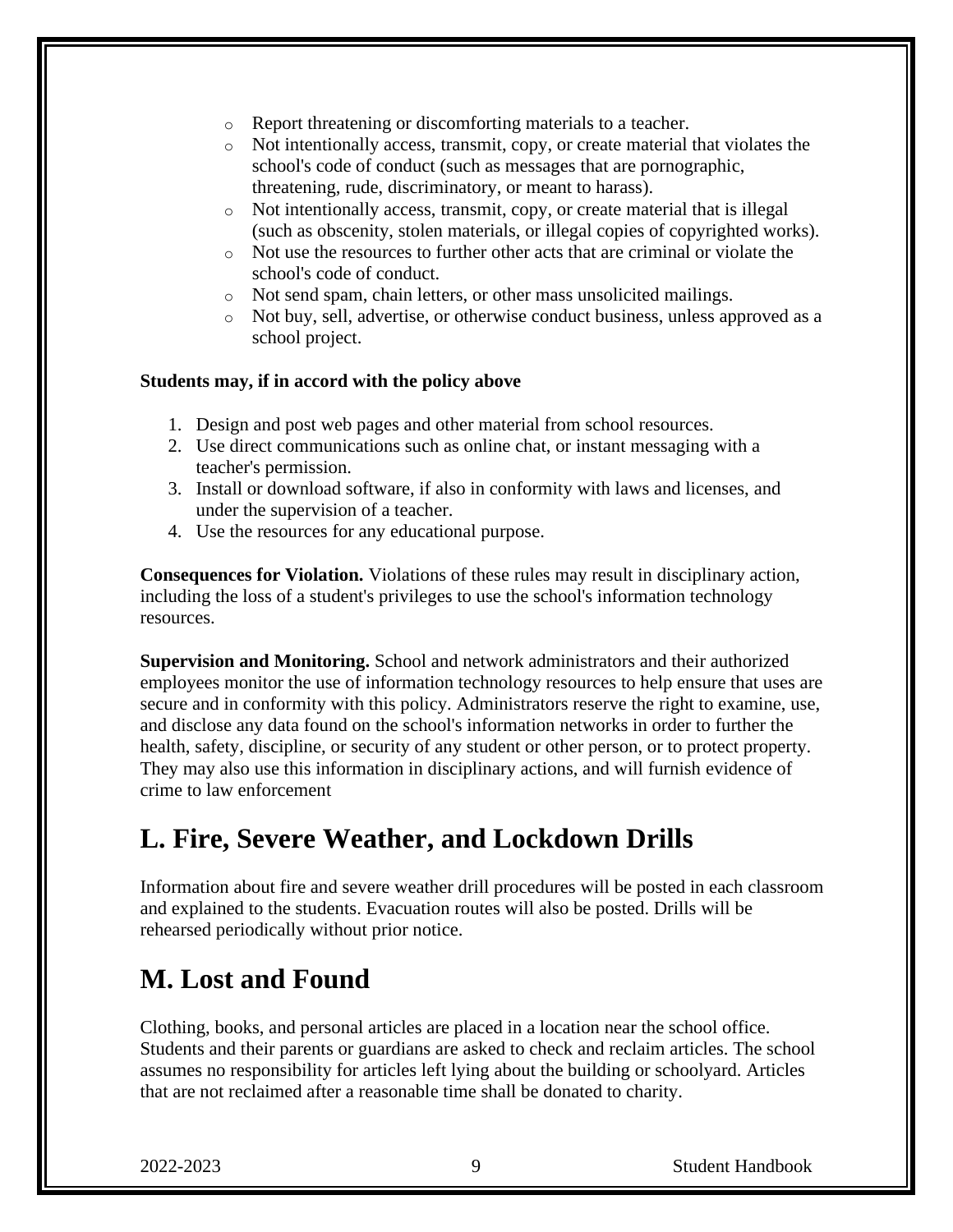- Report threatening or discomforting materials to a teacher.
- Not intentionally access, transmit, copy, or create material that violates the school's code of conduct (such as messages that are pornographic, threatening, rude, discriminatory, or meant to harass).
- Not intentionally access, transmit, copy, or create material that is illegal (such as obscenity, stolen materials, or illegal copies of copyrighted works).
- Not use the resources to further other acts that are criminal or violate the school's code of conduct.
- Not send spam, chain letters, or other mass unsolicited mailings.
- Not buy, sell, advertise, or otherwise conduct business, unless approved as a school project.

**Students may, if in accord with the policy above**

1. Design and post web pages and other material from school resources.
2. Use direct communications such as online chat, or instant messaging with a teacher's permission.
3. Install or download software, if also in conformity with laws and licenses, and under the supervision of a teacher.
4. Use the resources for any educational purpose.

**Consequences for Violation.** Violations of these rules may result in disciplinary action, including the loss of a student's privileges to use the school's information technology resources.

**Supervision and Monitoring.** School and network administrators and their authorized employees monitor the use of information technology resources to help ensure that uses are secure and in conformity with this policy. Administrators reserve the right to examine, use, and disclose any data found on the school's information networks in order to further the health, safety, discipline, or security of any student or other person, or to protect property. They may also use this information in disciplinary actions, and will furnish evidence of crime to law enforcement

## L. Fire, Severe Weather, and Lockdown Drills

Information about fire and severe weather drill procedures will be posted in each classroom and explained to the students. Evacuation routes will also be posted. Drills will be rehearsed periodically without prior notice.

## M. Lost and Found

Clothing, books, and personal articles are placed in a location near the school office. Students and their parents or guardians are asked to check and reclaim articles. The school assumes no responsibility for articles left lying about the building or schoolyard. Articles that are not reclaimed after a reasonable time shall be donated to charity.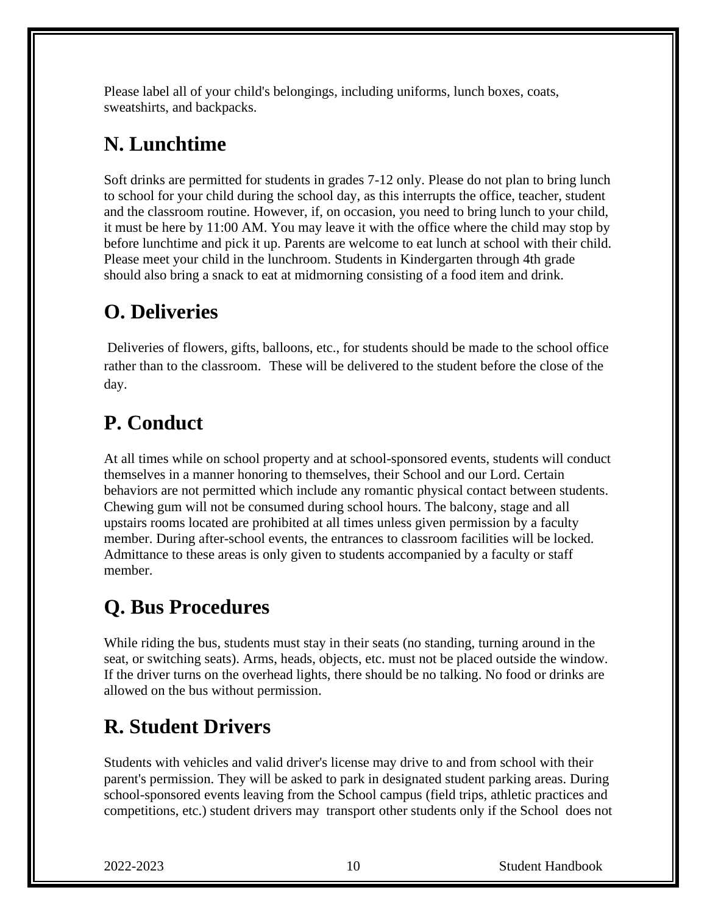Please label all of your child's belongings, including uniforms, lunch boxes, coats, sweatshirts, and backpacks.

## N. Lunchtime

Soft drinks are permitted for students in grades 7-12 only. Please do not plan to bring lunch to school for your child during the school day, as this interrupts the office, teacher, student and the classroom routine. However, if, on occasion, you need to bring lunch to your child, it must be here by 11:00 AM. You may leave it with the office where the child may stop by before lunchtime and pick it up. Parents are welcome to eat lunch at school with their child. Please meet your child in the lunchroom. Students in Kindergarten through 4th grade should also bring a snack to eat at midmorning consisting of a food item and drink.

## O. Deliveries

Deliveries of flowers, gifts, balloons, etc., for students should be made to the school office rather than to the classroom. These will be delivered to the student before the close of the day.

## P. Conduct

At all times while on school property and at school-sponsored events, students will conduct themselves in a manner honoring to themselves, their School and our Lord. Certain behaviors are not permitted which include any romantic physical contact between students. Chewing gum will not be consumed during school hours. The balcony, stage and all upstairs rooms located are prohibited at all times unless given permission by a faculty member. During after-school events, the entrances to classroom facilities will be locked. Admittance to these areas is only given to students accompanied by a faculty or staff member.

## Q. Bus Procedures

While riding the bus, students must stay in their seats (no standing, turning around in the seat, or switching seats). Arms, heads, objects, etc. must not be placed outside the window. If the driver turns on the overhead lights, there should be no talking. No food or drinks are allowed on the bus without permission.

## R. Student Drivers

Students with vehicles and valid driver's license may drive to and from school with their parent's permission. They will be asked to park in designated student parking areas. During school-sponsored events leaving from the School campus (field trips, athletic practices and competitions, etc.) student drivers may transport other students only if the School does not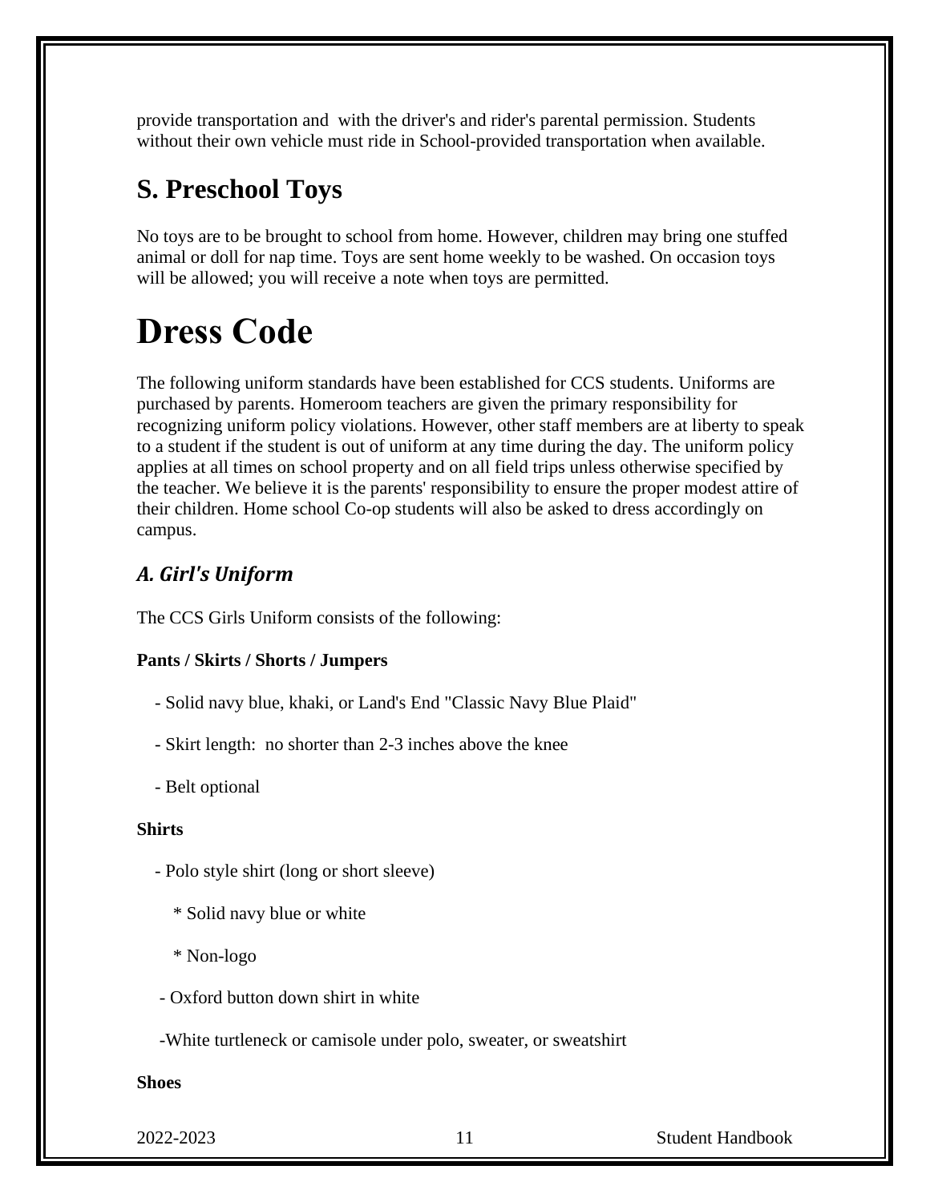provide transportation and with the driver's and rider's parental permission. Students without their own vehicle must ride in School-provided transportation when available.

## S. Preschool Toys

No toys are to be brought to school from home. However, children may bring one stuffed animal or doll for nap time. Toys are sent home weekly to be washed. On occasion toys will be allowed; you will receive a note when toys are permitted.

# Dress Code

The following uniform standards have been established for CCS students. Uniforms are purchased by parents. Homeroom teachers are given the primary responsibility for recognizing uniform policy violations. However, other staff members are at liberty to speak to a student if the student is out of uniform at any time during the day. The uniform policy applies at all times on school property and on all field trips unless otherwise specified by the teacher. We believe it is the parents' responsibility to ensure the proper modest attire of their children. Home school Co-op students will also be asked to dress accordingly on campus.

### *A. Girl's Uniform*

The CCS Girls Uniform consists of the following:

**Pants / Skirts / Shorts / Jumpers**

- Solid navy blue, khaki, or Land's End "Classic Navy Blue Plaid"
- Skirt length: no shorter than 2-3 inches above the knee
- Belt optional

**Shirts**

- Polo style shirt (long or short sleeve)
  * Solid navy blue or white
  * Non-logo
- Oxford button down shirt in white
- White turtleneck or camisole under polo, sweater, or sweatshirt

**Shoes**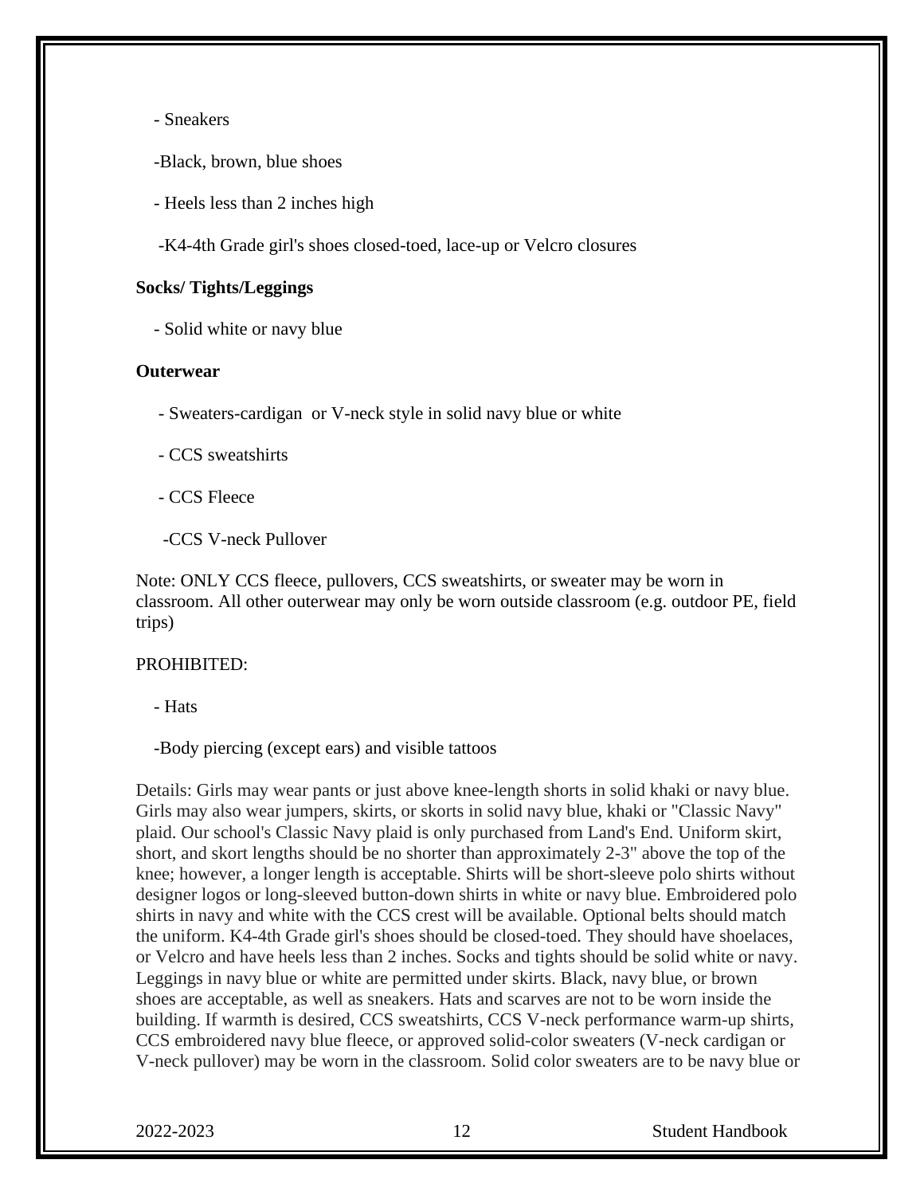- Sneakers
- Black, brown, blue shoes
- Heels less than 2 inches high
- K4-4th Grade girl's shoes closed-toed, lace-up or Velcro closures

**Socks/ Tights/Leggings**

- Solid white or navy blue

**Outerwear**

- Sweaters-cardigan or V-neck style in solid navy blue or white
- CCS sweatshirts
- CCS Fleece
- CCS V-neck Pullover

Note: ONLY CCS fleece, pullovers, CCS sweatshirts, or sweater may be worn in classroom. All other outerwear may only be worn outside classroom (e.g. outdoor PE, field trips)

PROHIBITED:

- Hats
- Body piercing (except ears) and visible tattoos

Details: Girls may wear pants or just above knee-length shorts in solid khaki or navy blue. Girls may also wear jumpers, skirts, or skorts in solid navy blue, khaki or "Classic Navy" plaid. Our school's Classic Navy plaid is only purchased from Land's End. Uniform skirt, short, and skort lengths should be no shorter than approximately 2-3" above the top of the knee; however, a longer length is acceptable. Shirts will be short-sleeve polo shirts without designer logos or long-sleeved button-down shirts in white or navy blue. Embroidered polo shirts in navy and white with the CCS crest will be available. Optional belts should match the uniform. K4-4th Grade girl's shoes should be closed-toed. They should have shoelaces, or Velcro and have heels less than 2 inches. Socks and tights should be solid white or navy. Leggings in navy blue or white are permitted under skirts. Black, navy blue, or brown shoes are acceptable, as well as sneakers. Hats and scarves are not to be worn inside the building. If warmth is desired, CCS sweatshirts, CCS V-neck performance warm-up shirts, CCS embroidered navy blue fleece, or approved solid-color sweaters (V-neck cardigan or V-neck pullover) may be worn in the classroom. Solid color sweaters are to be navy blue or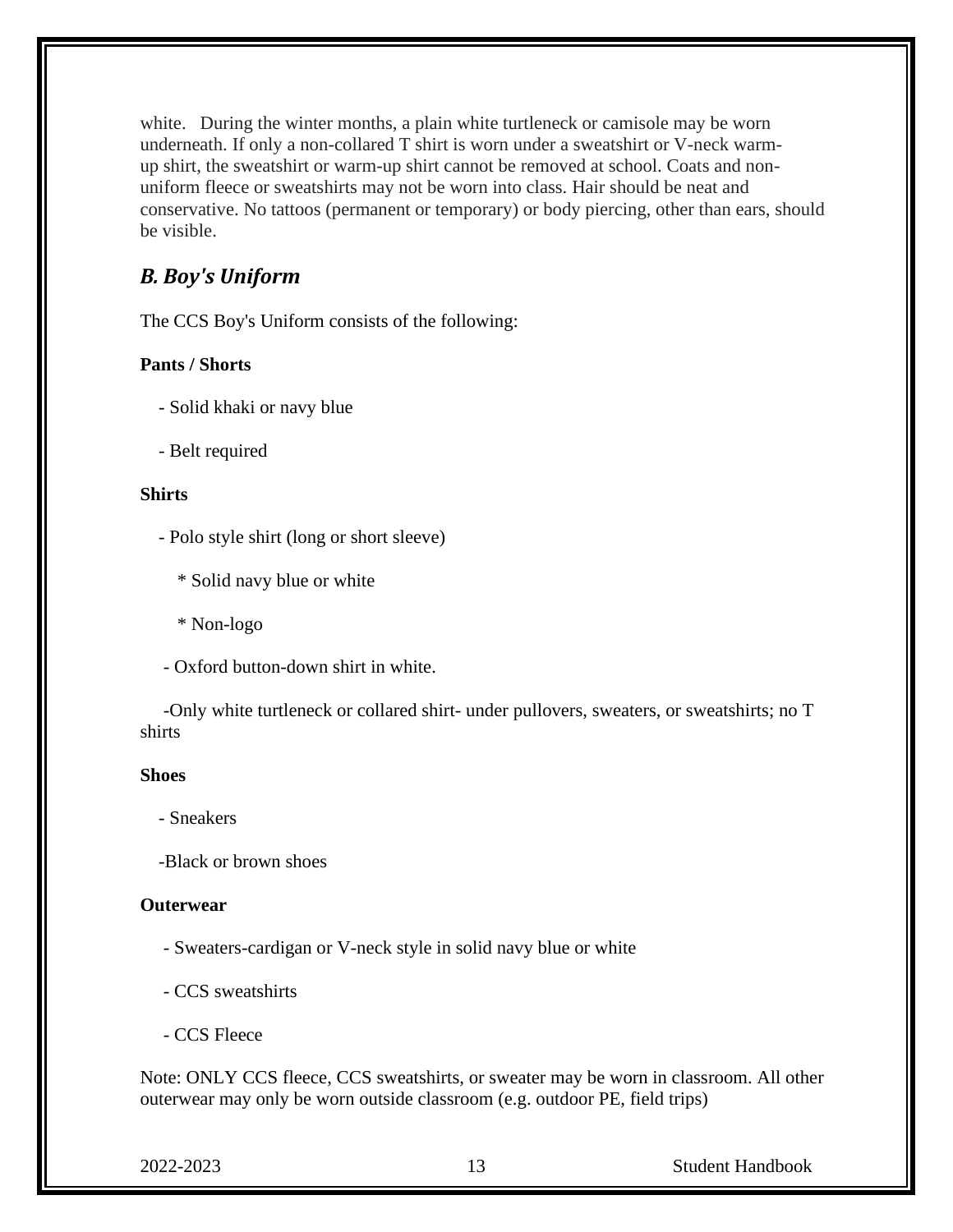white. During the winter months, a plain white turtleneck or camisole may be worn underneath. If only a non-collared T shirt is worn under a sweatshirt or V-neck warm-up shirt, the sweatshirt or warm-up shirt cannot be removed at school. Coats and non-uniform fleece or sweatshirts may not be worn into class. Hair should be neat and conservative. No tattoos (permanent or temporary) or body piercing, other than ears, should be visible.

## *B. Boy's Uniform*

The CCS Boy's Uniform consists of the following:

**Pants / Shorts**

- Solid khaki or navy blue
- Belt required

**Shirts**

- Polo style shirt (long or short sleeve)
  - Solid navy blue or white
  - Non-logo
- Oxford button-down shirt in white.
- Only white turtleneck or collared shirt- under pullovers, sweaters, or sweatshirts; no T shirts

**Shoes**

- Sneakers
- Black or brown shoes

**Outerwear**

- Sweaters-cardigan or V-neck style in solid navy blue or white
- CCS sweatshirts
- CCS Fleece

Note: ONLY CCS fleece, CCS sweatshirts, or sweater may be worn in classroom. All other outerwear may only be worn outside classroom (e.g. outdoor PE, field trips)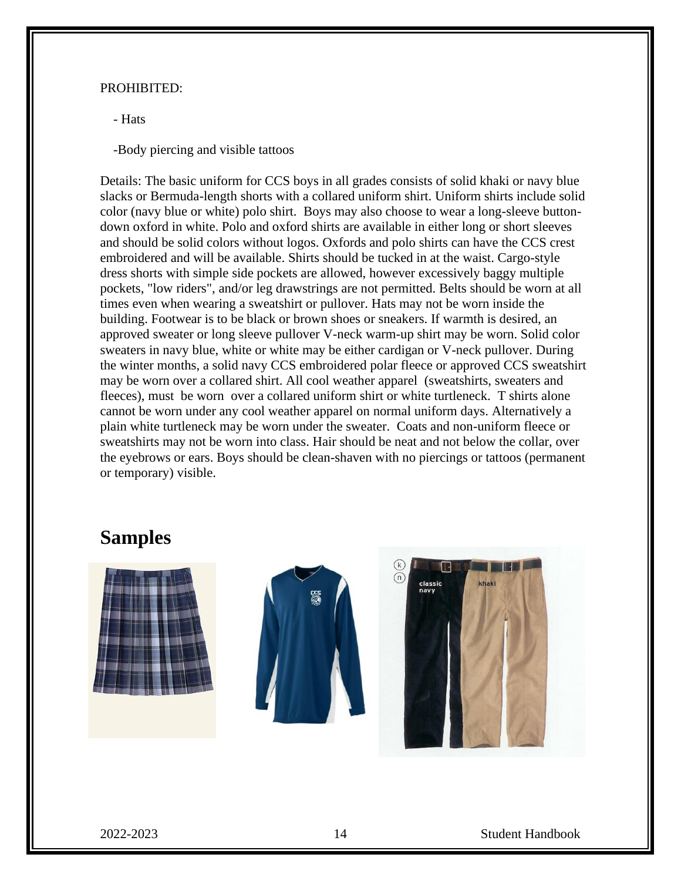PROHIBITED:

- Hats
- Body piercing and visible tattoos

Details: The basic uniform for CCS boys in all grades consists of solid khaki or navy blue slacks or Bermuda-length shorts with a collared uniform shirt. Uniform shirts include solid color (navy blue or white) polo shirt. Boys may also choose to wear a long-sleeve button-down oxford in white. Polo and oxford shirts are available in either long or short sleeves and should be solid colors without logos. Oxfords and polo shirts can have the CCS crest embroidered and will be available. Shirts should be tucked in at the waist. Cargo-style dress shorts with simple side pockets are allowed, however excessively baggy multiple pockets, "low riders", and/or leg drawstrings are not permitted. Belts should be worn at all times even when wearing a sweatshirt or pullover. Hats may not be worn inside the building. Footwear is to be black or brown shoes or sneakers. If warmth is desired, an approved sweater or long sleeve pullover V-neck warm-up shirt may be worn. Solid color sweaters in navy blue, white or white may be either cardigan or V-neck pullover. During the winter months, a solid navy CCS embroidered polar fleece or approved CCS sweatshirt may be worn over a collared shirt. All cool weather apparel (sweatshirts, sweaters and fleeces), must be worn over a collared uniform shirt or white turtleneck. T shirts alone cannot be worn under any cool weather apparel on normal uniform days. Alternatively a plain white turtleneck may be worn under the sweater. Coats and non-uniform fleece or sweatshirts may not be worn into class. Hair should be neat and not below the collar, over the eyebrows or ears. Boys should be clean-shaven with no piercings or tattoos (permanent or temporary) visible.

## Samples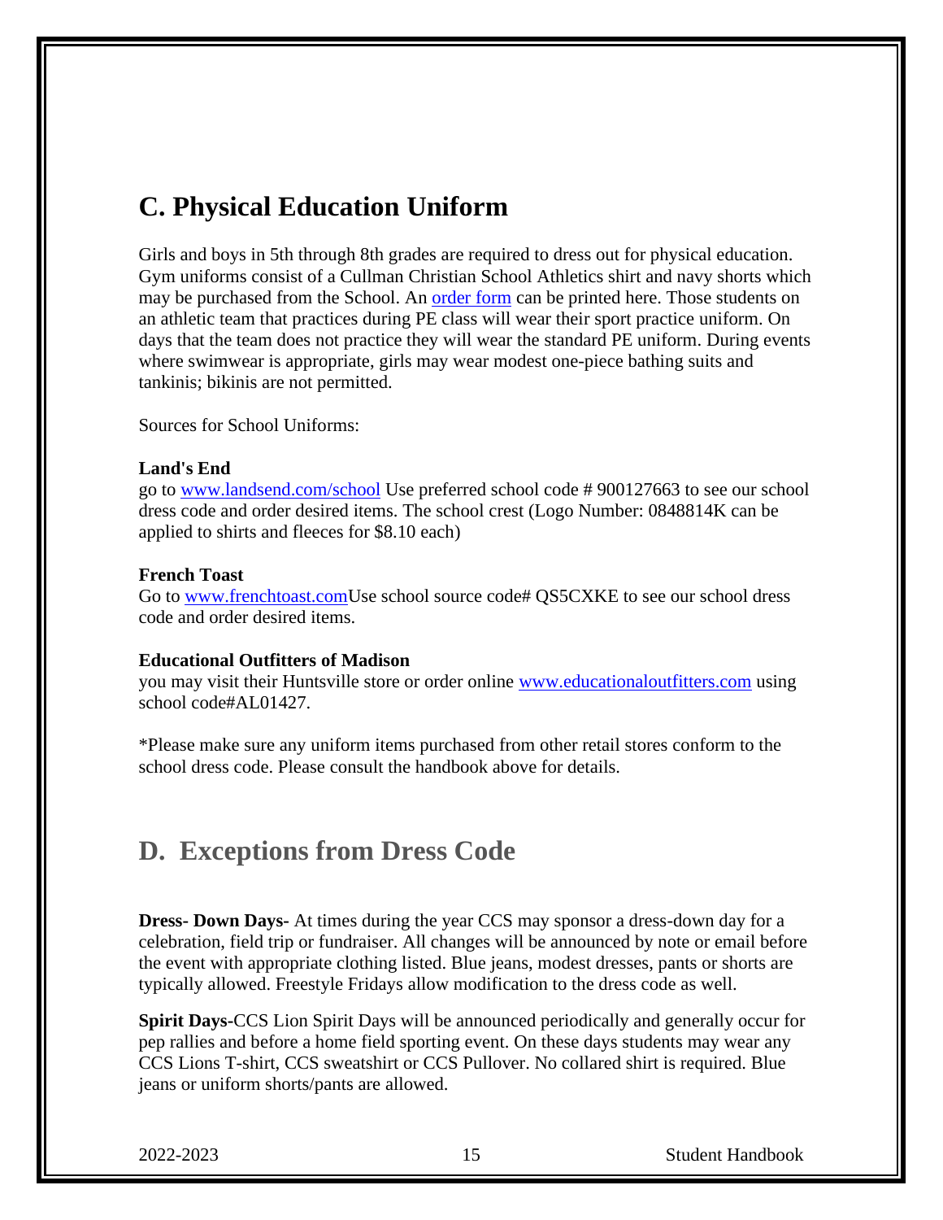## C. Physical Education Uniform

Girls and boys in 5th through 8th grades are required to dress out for physical education. Gym uniforms consist of a Cullman Christian School Athletics shirt and navy shorts which may be purchased from the School. An order form can be printed here. Those students on an athletic team that practices during PE class will wear their sport practice uniform. On days that the team does not practice they will wear the standard PE uniform. During events where swimwear is appropriate, girls may wear modest one-piece bathing suits and tankinis; bikinis are not permitted.

Sources for School Uniforms:

**Land's End**
go to www.landsend.com/school Use preferred school code # 900127663 to see our school dress code and order desired items. The school crest (Logo Number: 0848814K can be applied to shirts and fleeces for $8.10 each)

**French Toast**
Go to www.frenchtoast.comUse school source code# QS5CXKE to see our school dress code and order desired items.

**Educational Outfitters of Madison**
you may visit their Huntsville store or order online www.educationaloutfitters.com using school code#AL01427.

*Please make sure any uniform items purchased from other retail stores conform to the school dress code. Please consult the handbook above for details.

## D. Exceptions from Dress Code

**Dress- Down Days-** At times during the year CCS may sponsor a dress-down day for a celebration, field trip or fundraiser. All changes will be announced by note or email before the event with appropriate clothing listed. Blue jeans, modest dresses, pants or shorts are typically allowed. Freestyle Fridays allow modification to the dress code as well.

**Spirit Days-**CCS Lion Spirit Days will be announced periodically and generally occur for pep rallies and before a home field sporting event. On these days students may wear any CCS Lions T-shirt, CCS sweatshirt or CCS Pullover. No collared shirt is required. Blue jeans or uniform shorts/pants are allowed.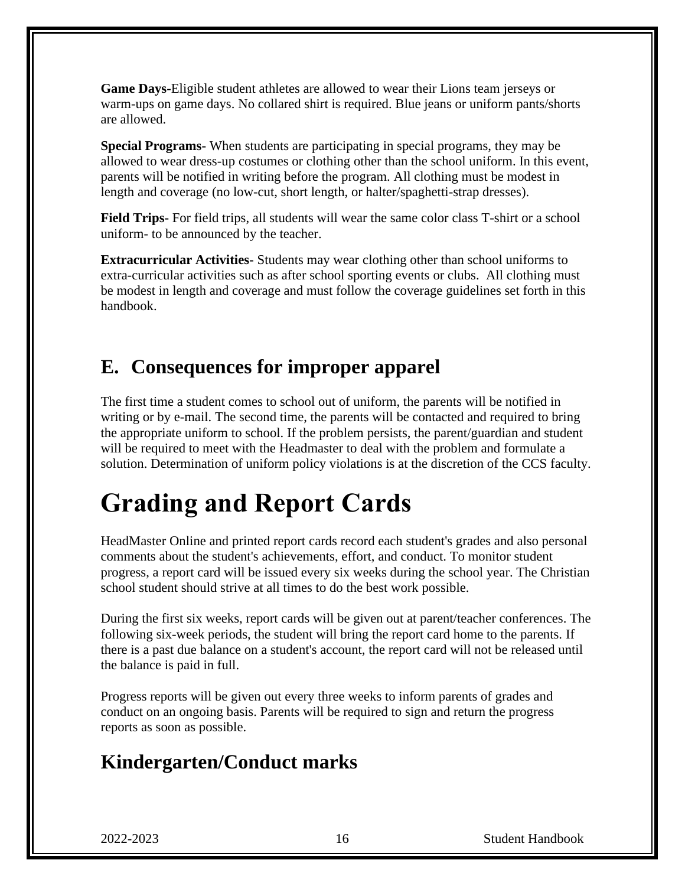**Game Days-**Eligible student athletes are allowed to wear their Lions team jerseys or warm-ups on game days. No collared shirt is required. Blue jeans or uniform pants/shorts are allowed.

**Special Programs-** When students are participating in special programs, they may be allowed to wear dress-up costumes or clothing other than the school uniform. In this event, parents will be notified in writing before the program. All clothing must be modest in length and coverage (no low-cut, short length, or halter/spaghetti-strap dresses).

**Field Trips-** For field trips, all students will wear the same color class T-shirt or a school uniform- to be announced by the teacher.

**Extracurricular Activities-** Students may wear clothing other than school uniforms to extra-curricular activities such as after school sporting events or clubs. All clothing must be modest in length and coverage and must follow the coverage guidelines set forth in this handbook.

## E. Consequences for improper apparel

The first time a student comes to school out of uniform, the parents will be notified in writing or by e-mail. The second time, the parents will be contacted and required to bring the appropriate uniform to school. If the problem persists, the parent/guardian and student will be required to meet with the Headmaster to deal with the problem and formulate a solution. Determination of uniform policy violations is at the discretion of the CCS faculty.

# Grading and Report Cards

HeadMaster Online and printed report cards record each student's grades and also personal comments about the student's achievements, effort, and conduct. To monitor student progress, a report card will be issued every six weeks during the school year. The Christian school student should strive at all times to do the best work possible.

During the first six weeks, report cards will be given out at parent/teacher conferences. The following six-week periods, the student will bring the report card home to the parents. If there is a past due balance on a student's account, the report card will not be released until the balance is paid in full.

Progress reports will be given out every three weeks to inform parents of grades and conduct on an ongoing basis. Parents will be required to sign and return the progress reports as soon as possible.

## Kindergarten/Conduct marks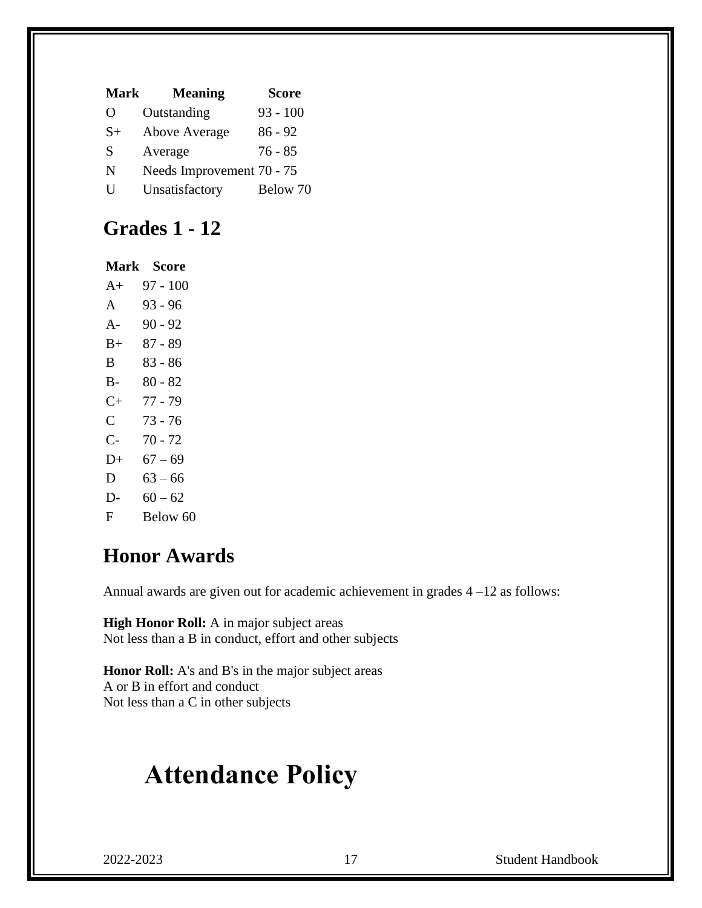| Mark | Meaning | Score |
| --- | --- | --- |
| O | Outstanding | 93 - 100 |
| S+ | Above Average | 86 - 92 |
| S | Average | 76 - 85 |
| N | Needs Improvement | 70 - 75 |
| U | Unsatisfactory | Below 70 |

## Grades 1 - 12

| Mark | Score |
| --- | --- |
| A+ | 97 - 100 |
| A | 93 - 96 |
| A- | 90 - 92 |
| B+ | 87 - 89 |
| B | 83 - 86 |
| B- | 80 - 82 |
| C+ | 77 - 79 |
| C | 73 - 76 |
| C- | 70 - 72 |
| D+ | 67 – 69 |
| D | 63 – 66 |
| D- | 60 – 62 |
| F | Below 60 |

## Honor Awards

Annual awards are given out for academic achievement in grades 4 –12 as follows:

**High Honor Roll:** A in major subject areas
Not less than a B in conduct, effort and other subjects

**Honor Roll:** A's and B's in the major subject areas
A or B in effort and conduct
Not less than a C in other subjects

# Attendance Policy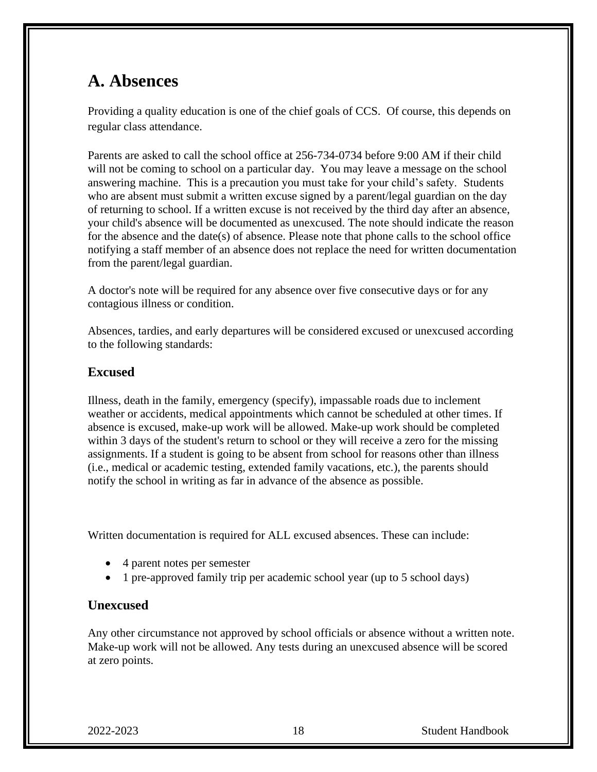## A. Absences

Providing a quality education is one of the chief goals of CCS. Of course, this depends on regular class attendance.

Parents are asked to call the school office at 256-734-0734 before 9:00 AM if their child will not be coming to school on a particular day. You may leave a message on the school answering machine. This is a precaution you must take for your child's safety. Students who are absent must submit a written excuse signed by a parent/legal guardian on the day of returning to school. If a written excuse is not received by the third day after an absence, your child's absence will be documented as unexcused. The note should indicate the reason for the absence and the date(s) of absence. Please note that phone calls to the school office notifying a staff member of an absence does not replace the need for written documentation from the parent/legal guardian.

A doctor's note will be required for any absence over five consecutive days or for any contagious illness or condition.

Absences, tardies, and early departures will be considered excused or unexcused according to the following standards:

### Excused

Illness, death in the family, emergency (specify), impassable roads due to inclement weather or accidents, medical appointments which cannot be scheduled at other times. If absence is excused, make-up work will be allowed. Make-up work should be completed within 3 days of the student's return to school or they will receive a zero for the missing assignments. If a student is going to be absent from school for reasons other than illness (i.e., medical or academic testing, extended family vacations, etc.), the parents should notify the school in writing as far in advance of the absence as possible.

Written documentation is required for ALL excused absences. These can include:

- 4 parent notes per semester
- 1 pre-approved family trip per academic school year (up to 5 school days)

### Unexcused

Any other circumstance not approved by school officials or absence without a written note. Make-up work will not be allowed. Any tests during an unexcused absence will be scored at zero points.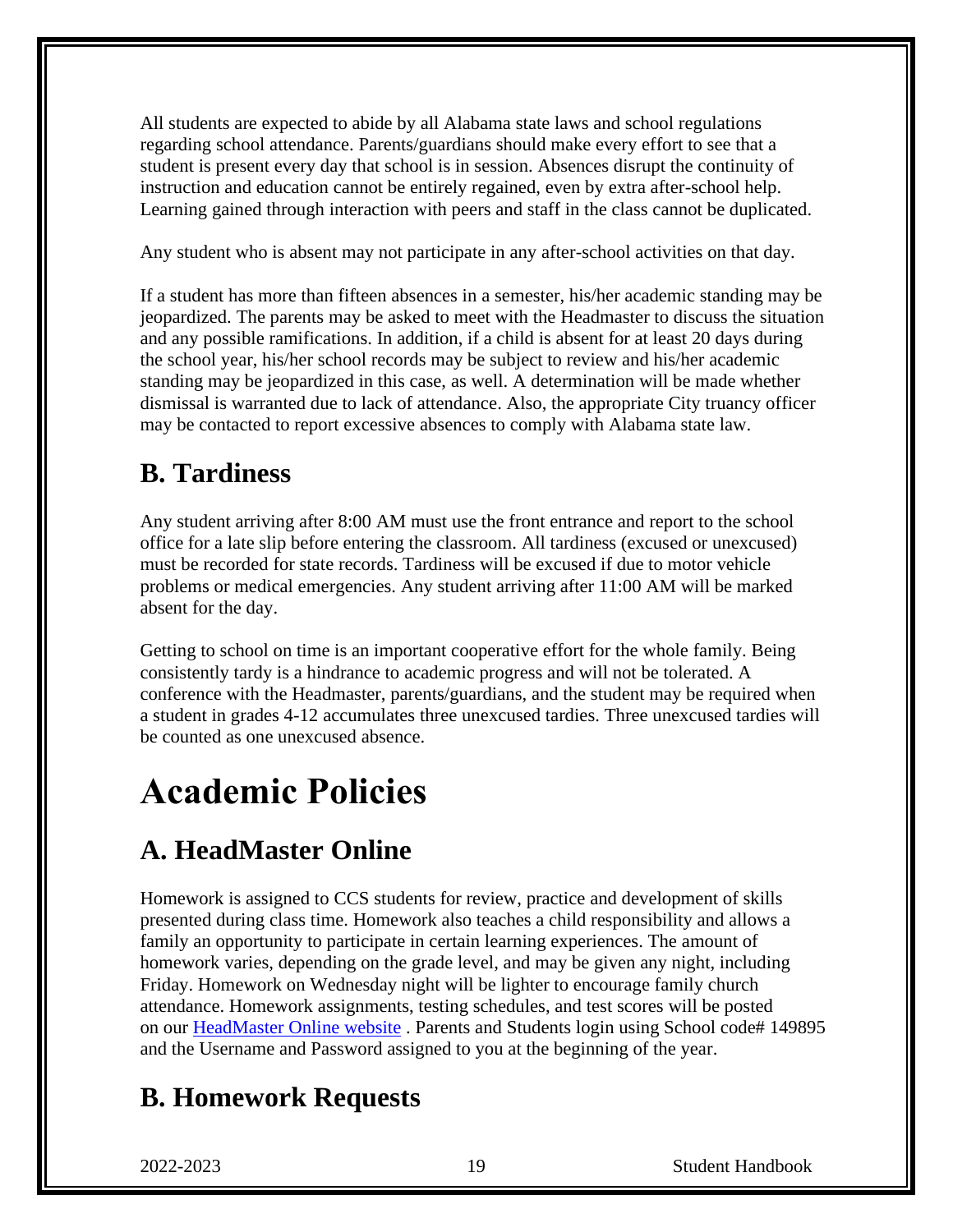All students are expected to abide by all Alabama state laws and school regulations regarding school attendance. Parents/guardians should make every effort to see that a student is present every day that school is in session. Absences disrupt the continuity of instruction and education cannot be entirely regained, even by extra after-school help. Learning gained through interaction with peers and staff in the class cannot be duplicated.

Any student who is absent may not participate in any after-school activities on that day.

If a student has more than fifteen absences in a semester, his/her academic standing may be jeopardized. The parents may be asked to meet with the Headmaster to discuss the situation and any possible ramifications. In addition, if a child is absent for at least 20 days during the school year, his/her school records may be subject to review and his/her academic standing may be jeopardized in this case, as well. A determination will be made whether dismissal is warranted due to lack of attendance. Also, the appropriate City truancy officer may be contacted to report excessive absences to comply with Alabama state law.

## B. Tardiness

Any student arriving after 8:00 AM must use the front entrance and report to the school office for a late slip before entering the classroom. All tardiness (excused or unexcused) must be recorded for state records. Tardiness will be excused if due to motor vehicle problems or medical emergencies. Any student arriving after 11:00 AM will be marked absent for the day.

Getting to school on time is an important cooperative effort for the whole family. Being consistently tardy is a hindrance to academic progress and will not be tolerated. A conference with the Headmaster, parents/guardians, and the student may be required when a student in grades 4-12 accumulates three unexcused tardies. Three unexcused tardies will be counted as one unexcused absence.

# Academic Policies

## A. HeadMaster Online

Homework is assigned to CCS students for review, practice and development of skills presented during class time. Homework also teaches a child responsibility and allows a family an opportunity to participate in certain learning experiences. The amount of homework varies, depending on the grade level, and may be given any night, including Friday. Homework on Wednesday night will be lighter to encourage family church attendance. Homework assignments, testing schedules, and test scores will be posted on our HeadMaster Online website . Parents and Students login using School code# 149895 and the Username and Password assigned to you at the beginning of the year.

## B. Homework Requests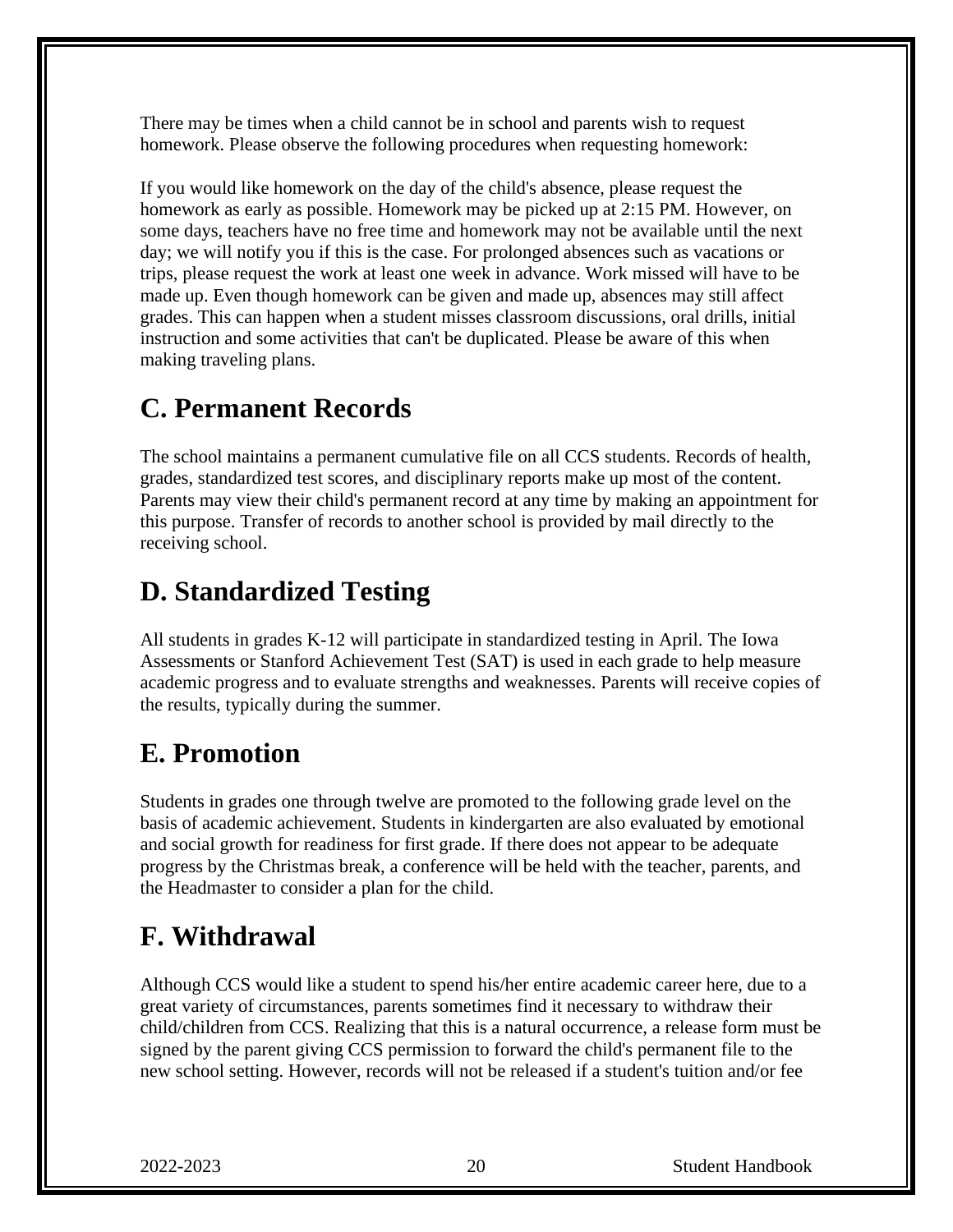There may be times when a child cannot be in school and parents wish to request homework. Please observe the following procedures when requesting homework:

If you would like homework on the day of the child's absence, please request the homework as early as possible. Homework may be picked up at 2:15 PM. However, on some days, teachers have no free time and homework may not be available until the next day; we will notify you if this is the case. For prolonged absences such as vacations or trips, please request the work at least one week in advance. Work missed will have to be made up. Even though homework can be given and made up, absences may still affect grades. This can happen when a student misses classroom discussions, oral drills, initial instruction and some activities that can't be duplicated. Please be aware of this when making traveling plans.

## C. Permanent Records

The school maintains a permanent cumulative file on all CCS students. Records of health, grades, standardized test scores, and disciplinary reports make up most of the content. Parents may view their child's permanent record at any time by making an appointment for this purpose. Transfer of records to another school is provided by mail directly to the receiving school.

## D. Standardized Testing

All students in grades K-12 will participate in standardized testing in April. The Iowa Assessments or Stanford Achievement Test (SAT) is used in each grade to help measure academic progress and to evaluate strengths and weaknesses. Parents will receive copies of the results, typically during the summer.

## E. Promotion

Students in grades one through twelve are promoted to the following grade level on the basis of academic achievement. Students in kindergarten are also evaluated by emotional and social growth for readiness for first grade. If there does not appear to be adequate progress by the Christmas break, a conference will be held with the teacher, parents, and the Headmaster to consider a plan for the child.

## F. Withdrawal

Although CCS would like a student to spend his/her entire academic career here, due to a great variety of circumstances, parents sometimes find it necessary to withdraw their child/children from CCS. Realizing that this is a natural occurrence, a release form must be signed by the parent giving CCS permission to forward the child's permanent file to the new school setting. However, records will not be released if a student's tuition and/or fee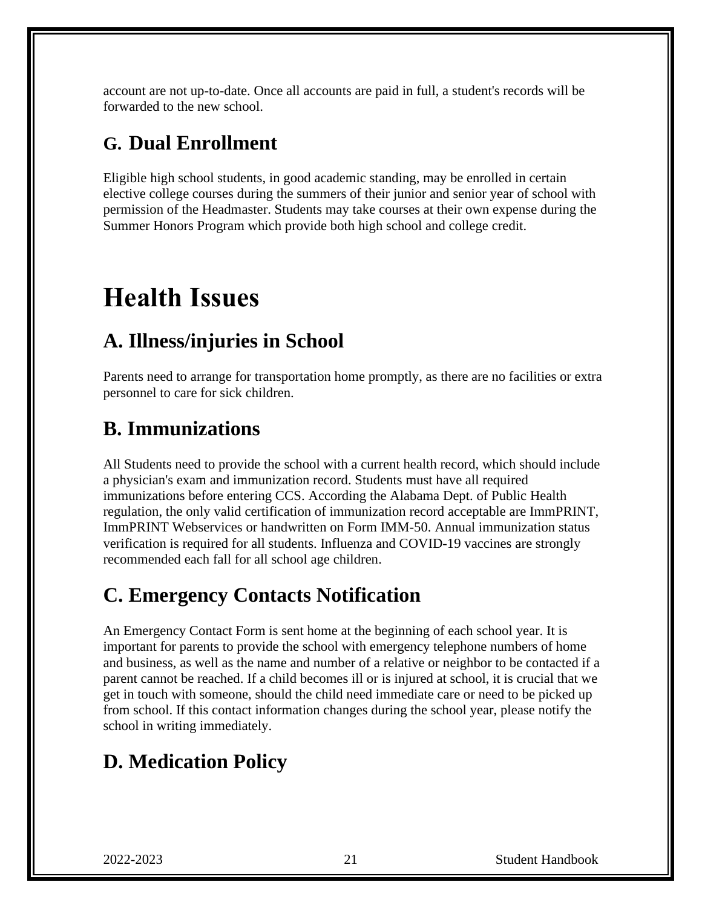account are not up-to-date. Once all accounts are paid in full, a student's records will be forwarded to the new school.

## G. Dual Enrollment

Eligible high school students, in good academic standing, may be enrolled in certain elective college courses during the summers of their junior and senior year of school with permission of the Headmaster. Students may take courses at their own expense during the Summer Honors Program which provide both high school and college credit.

# Health Issues

## A. Illness/injuries in School

Parents need to arrange for transportation home promptly, as there are no facilities or extra personnel to care for sick children.

## B. Immunizations

All Students need to provide the school with a current health record, which should include a physician's exam and immunization record. Students must have all required immunizations before entering CCS. According the Alabama Dept. of Public Health regulation, the only valid certification of immunization record acceptable are ImmPRINT, ImmPRINT Webservices or handwritten on Form IMM-50. Annual immunization status verification is required for all students. Influenza and COVID-19 vaccines are strongly recommended each fall for all school age children.

## C. Emergency Contacts Notification

An Emergency Contact Form is sent home at the beginning of each school year. It is important for parents to provide the school with emergency telephone numbers of home and business, as well as the name and number of a relative or neighbor to be contacted if a parent cannot be reached. If a child becomes ill or is injured at school, it is crucial that we get in touch with someone, should the child need immediate care or need to be picked up from school. If this contact information changes during the school year, please notify the school in writing immediately.

## D. Medication Policy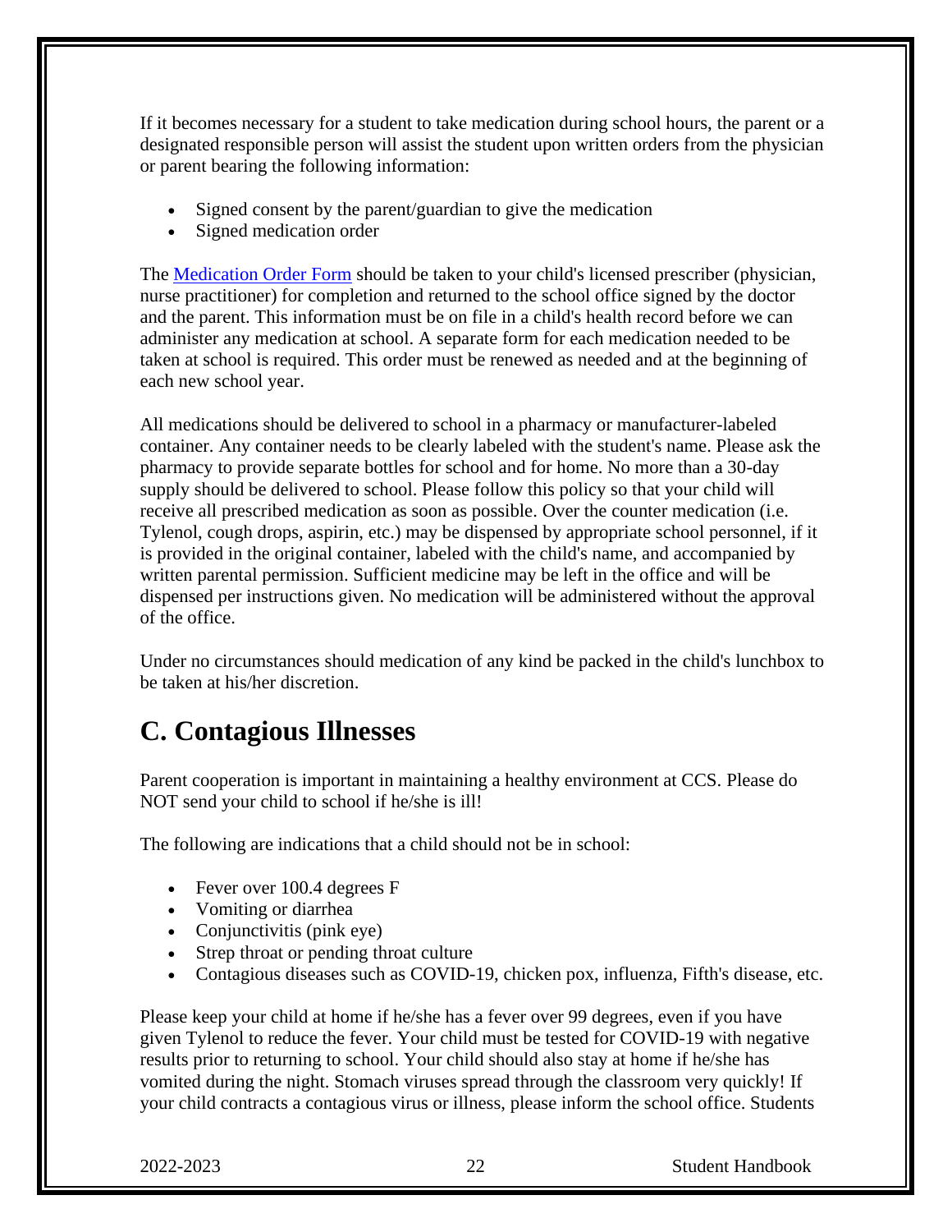If it becomes necessary for a student to take medication during school hours, the parent or a designated responsible person will assist the student upon written orders from the physician or parent bearing the following information:

- Signed consent by the parent/guardian to give the medication
- Signed medication order

The Medication Order Form should be taken to your child's licensed prescriber (physician, nurse practitioner) for completion and returned to the school office signed by the doctor and the parent. This information must be on file in a child's health record before we can administer any medication at school. A separate form for each medication needed to be taken at school is required. This order must be renewed as needed and at the beginning of each new school year.

All medications should be delivered to school in a pharmacy or manufacturer-labeled container. Any container needs to be clearly labeled with the student's name. Please ask the pharmacy to provide separate bottles for school and for home. No more than a 30-day supply should be delivered to school. Please follow this policy so that your child will receive all prescribed medication as soon as possible. Over the counter medication (i.e. Tylenol, cough drops, aspirin, etc.) may be dispensed by appropriate school personnel, if it is provided in the original container, labeled with the child's name, and accompanied by written parental permission. Sufficient medicine may be left in the office and will be dispensed per instructions given. No medication will be administered without the approval of the office.

Under no circumstances should medication of any kind be packed in the child's lunchbox to be taken at his/her discretion.

## C. Contagious Illnesses

Parent cooperation is important in maintaining a healthy environment at CCS. Please do NOT send your child to school if he/she is ill!

The following are indications that a child should not be in school:

- Fever over 100.4 degrees F
- Vomiting or diarrhea
- Conjunctivitis (pink eye)
- Strep throat or pending throat culture
- Contagious diseases such as COVID-19, chicken pox, influenza, Fifth's disease, etc.

Please keep your child at home if he/she has a fever over 99 degrees, even if you have given Tylenol to reduce the fever. Your child must be tested for COVID-19 with negative results prior to returning to school. Your child should also stay at home if he/she has vomited during the night. Stomach viruses spread through the classroom very quickly! If your child contracts a contagious virus or illness, please inform the school office. Students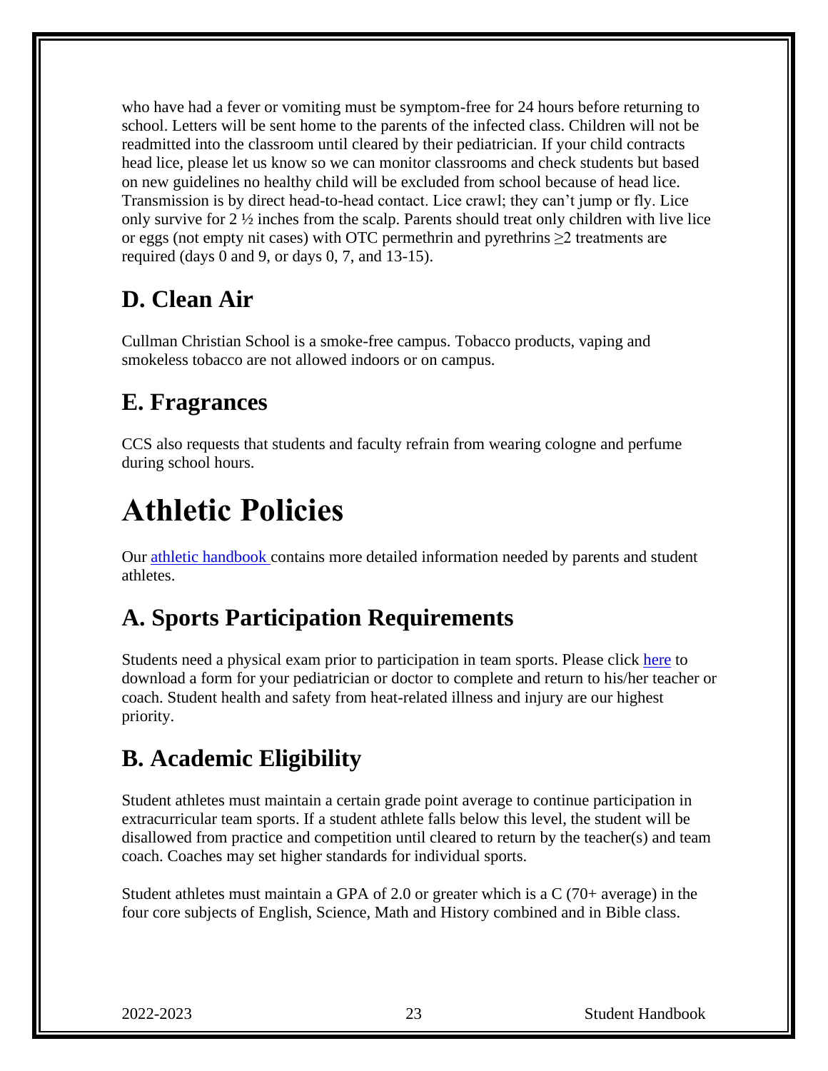who have had a fever or vomiting must be symptom-free for 24 hours before returning to school. Letters will be sent home to the parents of the infected class. Children will not be readmitted into the classroom until cleared by their pediatrician. If your child contracts head lice, please let us know so we can monitor classrooms and check students but based on new guidelines no healthy child will be excluded from school because of head lice. Transmission is by direct head-to-head contact. Lice crawl; they can't jump or fly. Lice only survive for 2 ½ inches from the scalp. Parents should treat only children with live lice or eggs (not empty nit cases) with OTC permethrin and pyrethrins ≥2 treatments are required (days 0 and 9, or days 0, 7, and 13-15).

## D. Clean Air

Cullman Christian School is a smoke-free campus. Tobacco products, vaping and smokeless tobacco are not allowed indoors or on campus.

## E. Fragrances

CCS also requests that students and faculty refrain from wearing cologne and perfume during school hours.

# Athletic Policies

Our athletic handbook contains more detailed information needed by parents and student athletes.

## A. Sports Participation Requirements

Students need a physical exam prior to participation in team sports. Please click here to download a form for your pediatrician or doctor to complete and return to his/her teacher or coach. Student health and safety from heat-related illness and injury are our highest priority.

## B. Academic Eligibility

Student athletes must maintain a certain grade point average to continue participation in extracurricular team sports. If a student athlete falls below this level, the student will be disallowed from practice and competition until cleared to return by the teacher(s) and team coach. Coaches may set higher standards for individual sports.

Student athletes must maintain a GPA of 2.0 or greater which is a C (70+ average) in the four core subjects of English, Science, Math and History combined and in Bible class.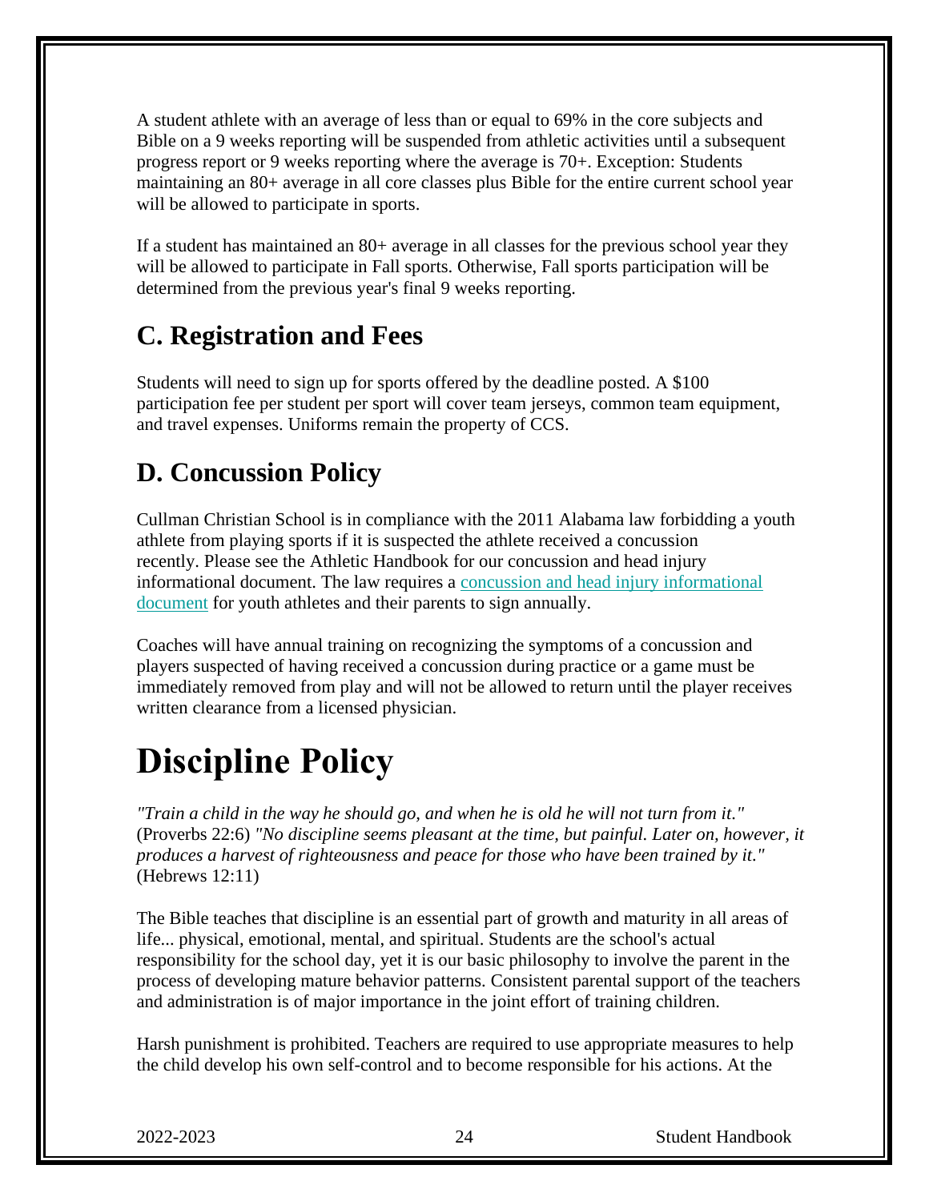A student athlete with an average of less than or equal to 69% in the core subjects and Bible on a 9 weeks reporting will be suspended from athletic activities until a subsequent progress report or 9 weeks reporting where the average is 70+. Exception: Students maintaining an 80+ average in all core classes plus Bible for the entire current school year will be allowed to participate in sports.

If a student has maintained an 80+ average in all classes for the previous school year they will be allowed to participate in Fall sports. Otherwise, Fall sports participation will be determined from the previous year's final 9 weeks reporting.

## C. Registration and Fees

Students will need to sign up for sports offered by the deadline posted. A $100 participation fee per student per sport will cover team jerseys, common team equipment, and travel expenses. Uniforms remain the property of CCS.

## D. Concussion Policy

Cullman Christian School is in compliance with the 2011 Alabama law forbidding a youth athlete from playing sports if it is suspected the athlete received a concussion recently. Please see the Athletic Handbook for our concussion and head injury informational document. The law requires a concussion and head injury informational document for youth athletes and their parents to sign annually.

Coaches will have annual training on recognizing the symptoms of a concussion and players suspected of having received a concussion during practice or a game must be immediately removed from play and will not be allowed to return until the player receives written clearance from a licensed physician.

# Discipline Policy

*"Train a child in the way he should go, and when he is old he will not turn from it."* (Proverbs 22:6) *"No discipline seems pleasant at the time, but painful. Later on, however, it produces a harvest of righteousness and peace for those who have been trained by it."* (Hebrews 12:11)

The Bible teaches that discipline is an essential part of growth and maturity in all areas of life... physical, emotional, mental, and spiritual. Students are the school's actual responsibility for the school day, yet it is our basic philosophy to involve the parent in the process of developing mature behavior patterns. Consistent parental support of the teachers and administration is of major importance in the joint effort of training children.

Harsh punishment is prohibited. Teachers are required to use appropriate measures to help the child develop his own self-control and to become responsible for his actions. At the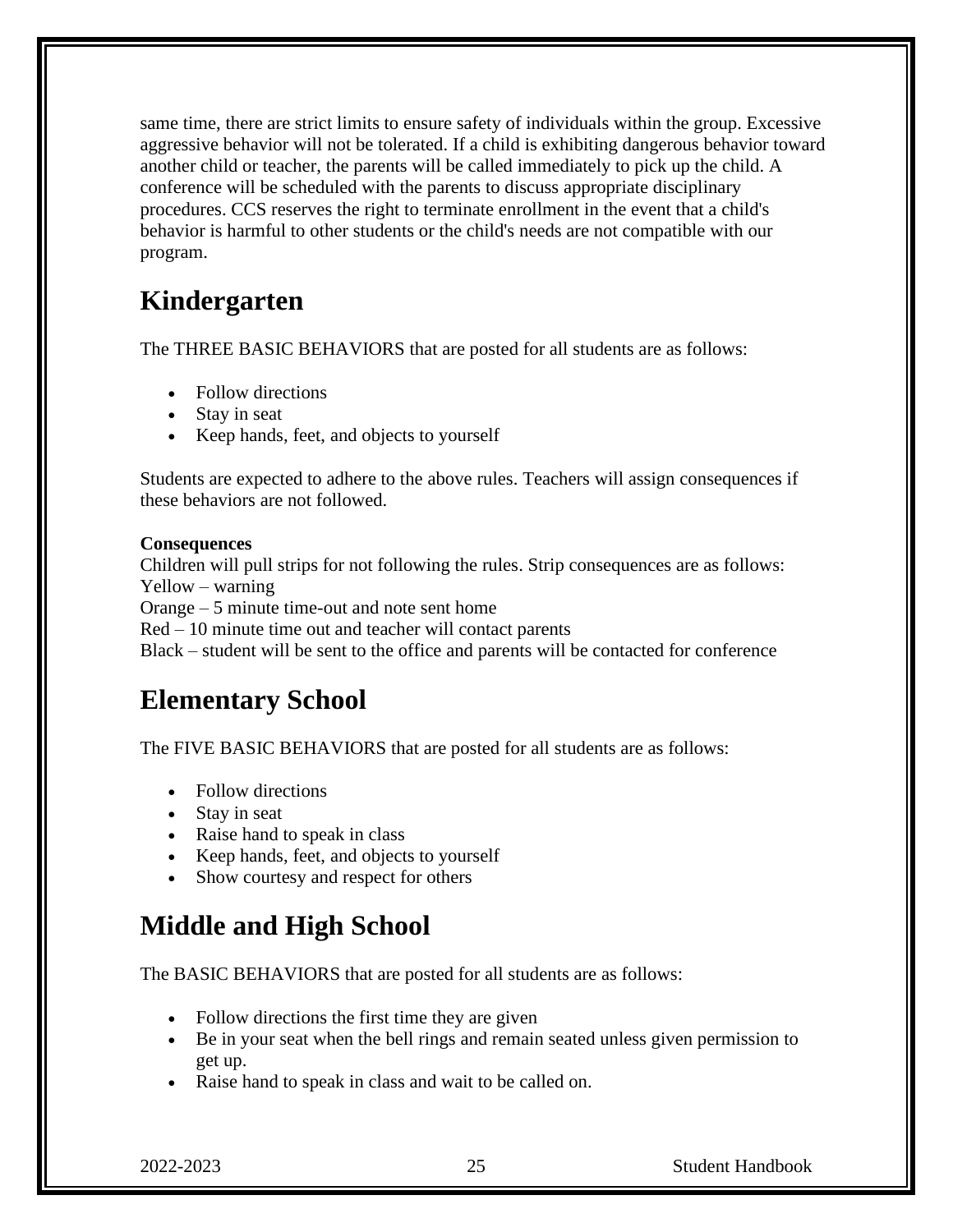same time, there are strict limits to ensure safety of individuals within the group. Excessive aggressive behavior will not be tolerated. If a child is exhibiting dangerous behavior toward another child or teacher, the parents will be called immediately to pick up the child. A conference will be scheduled with the parents to discuss appropriate disciplinary procedures. CCS reserves the right to terminate enrollment in the event that a child's behavior is harmful to other students or the child's needs are not compatible with our program.

## Kindergarten

The THREE BASIC BEHAVIORS that are posted for all students are as follows:

- Follow directions
- Stay in seat
- Keep hands, feet, and objects to yourself

Students are expected to adhere to the above rules. Teachers will assign consequences if these behaviors are not followed.

**Consequences**
Children will pull strips for not following the rules. Strip consequences are as follows:
Yellow – warning
Orange – 5 minute time-out and note sent home
Red – 10 minute time out and teacher will contact parents
Black – student will be sent to the office and parents will be contacted for conference

## Elementary School

The FIVE BASIC BEHAVIORS that are posted for all students are as follows:

- Follow directions
- Stay in seat
- Raise hand to speak in class
- Keep hands, feet, and objects to yourself
- Show courtesy and respect for others

## Middle and High School

The BASIC BEHAVIORS that are posted for all students are as follows:

- Follow directions the first time they are given
- Be in your seat when the bell rings and remain seated unless given permission to get up.
- Raise hand to speak in class and wait to be called on.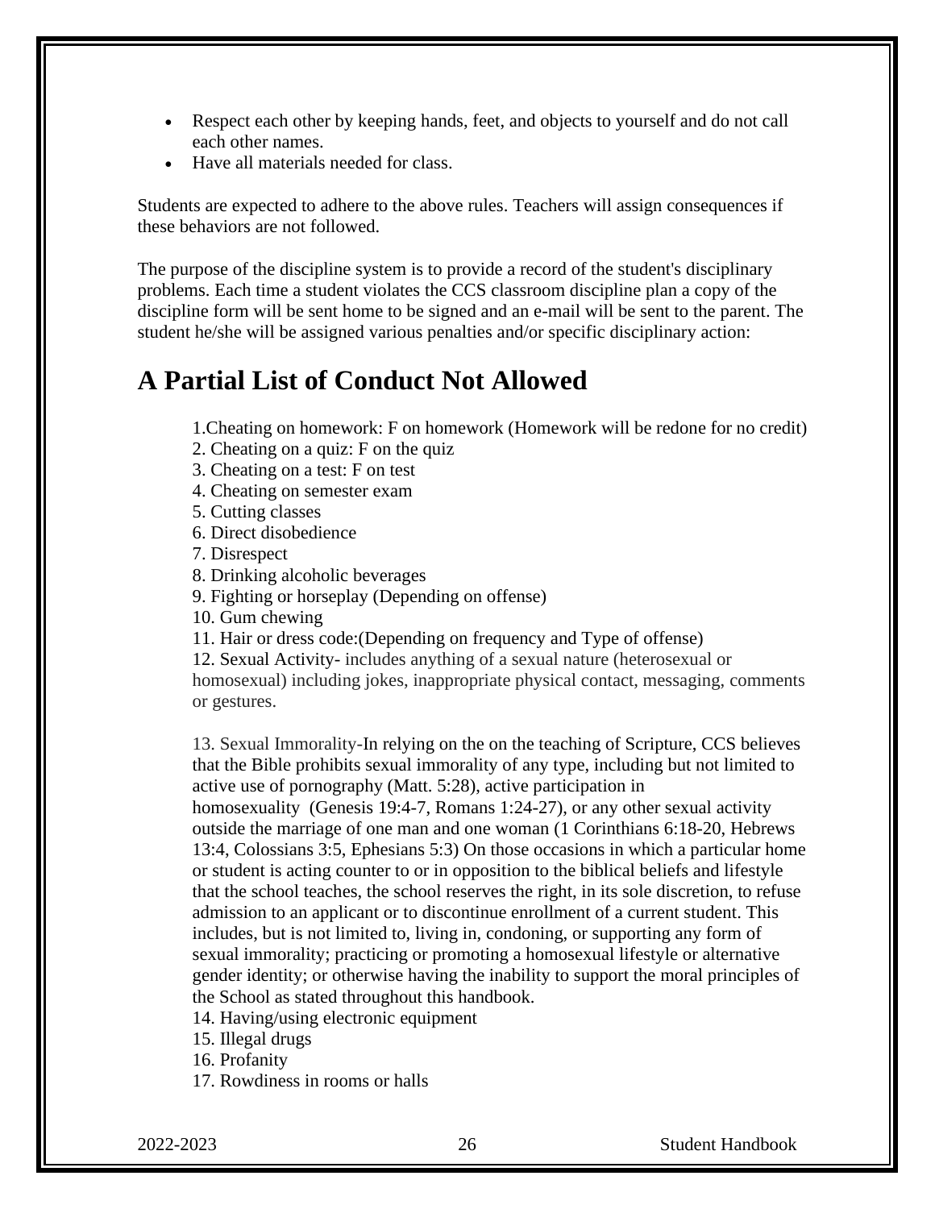- Respect each other by keeping hands, feet, and objects to yourself and do not call each other names.
- Have all materials needed for class.

Students are expected to adhere to the above rules. Teachers will assign consequences if these behaviors are not followed.

The purpose of the discipline system is to provide a record of the student's disciplinary problems. Each time a student violates the CCS classroom discipline plan a copy of the discipline form will be sent home to be signed and an e-mail will be sent to the parent. The student he/she will be assigned various penalties and/or specific disciplinary action:

## A Partial List of Conduct Not Allowed

1.Cheating on homework: F on homework (Homework will be redone for no credit)
2. Cheating on a quiz: F on the quiz
3. Cheating on a test: F on test
4. Cheating on semester exam
5. Cutting classes
6. Direct disobedience
7. Disrespect
8. Drinking alcoholic beverages
9. Fighting or horseplay (Depending on offense)
10. Gum chewing
11. Hair or dress code:(Depending on frequency and Type of offense)
12. Sexual Activity- includes anything of a sexual nature (heterosexual or homosexual) including jokes, inappropriate physical contact, messaging, comments or gestures.

13. Sexual Immorality-In relying on the on the teaching of Scripture, CCS believes that the Bible prohibits sexual immorality of any type, including but not limited to active use of pornography (Matt. 5:28), active participation in homosexuality (Genesis 19:4-7, Romans 1:24-27), or any other sexual activity outside the marriage of one man and one woman (1 Corinthians 6:18-20, Hebrews 13:4, Colossians 3:5, Ephesians 5:3) On those occasions in which a particular home or student is acting counter to or in opposition to the biblical beliefs and lifestyle that the school teaches, the school reserves the right, in its sole discretion, to refuse admission to an applicant or to discontinue enrollment of a current student. This includes, but is not limited to, living in, condoning, or supporting any form of sexual immorality; practicing or promoting a homosexual lifestyle or alternative gender identity; or otherwise having the inability to support the moral principles of the School as stated throughout this handbook.
14. Having/using electronic equipment
15. Illegal drugs
16. Profanity
17. Rowdiness in rooms or halls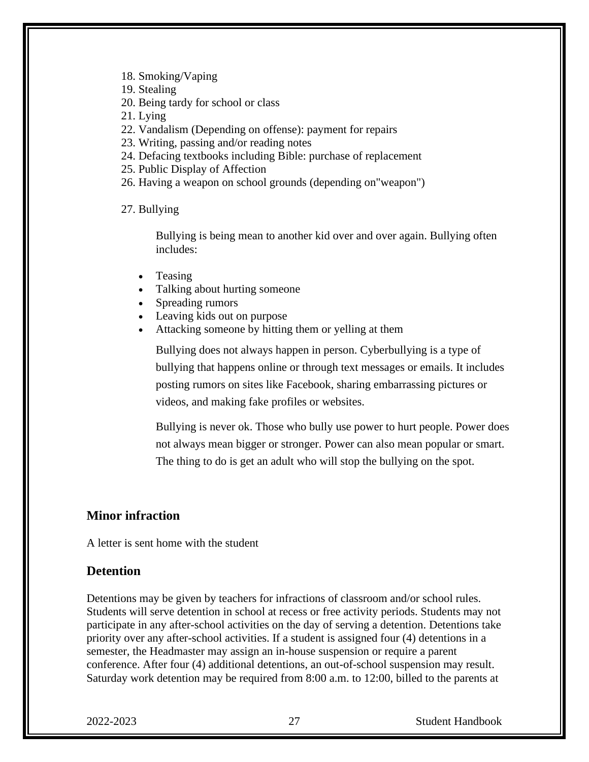18. Smoking/Vaping
19. Stealing
20. Being tardy for school or class
21. Lying
22. Vandalism (Depending on offense): payment for repairs
23. Writing, passing and/or reading notes
24. Defacing textbooks including Bible: purchase of replacement
25. Public Display of Affection
26. Having a weapon on school grounds (depending on"weapon")
27. Bullying

   Bullying is being mean to another kid over and over again. Bullying often includes:

   - Teasing
   - Talking about hurting someone
   - Spreading rumors
   - Leaving kids out on purpose
   - Attacking someone by hitting them or yelling at them

   Bullying does not always happen in person. Cyberbullying is a type of bullying that happens online or through text messages or emails. It includes posting rumors on sites like Facebook, sharing embarrassing pictures or videos, and making fake profiles or websites.

   Bullying is never ok. Those who bully use power to hurt people. Power does not always mean bigger or stronger. Power can also mean popular or smart. The thing to do is get an adult who will stop the bullying on the spot.

## Minor infraction

A letter is sent home with the student

## Detention

Detentions may be given by teachers for infractions of classroom and/or school rules. Students will serve detention in school at recess or free activity periods. Students may not participate in any after-school activities on the day of serving a detention. Detentions take priority over any after-school activities. If a student is assigned four (4) detentions in a semester, the Headmaster may assign an in-house suspension or require a parent conference. After four (4) additional detentions, an out-of-school suspension may result. Saturday work detention may be required from 8:00 a.m. to 12:00, billed to the parents at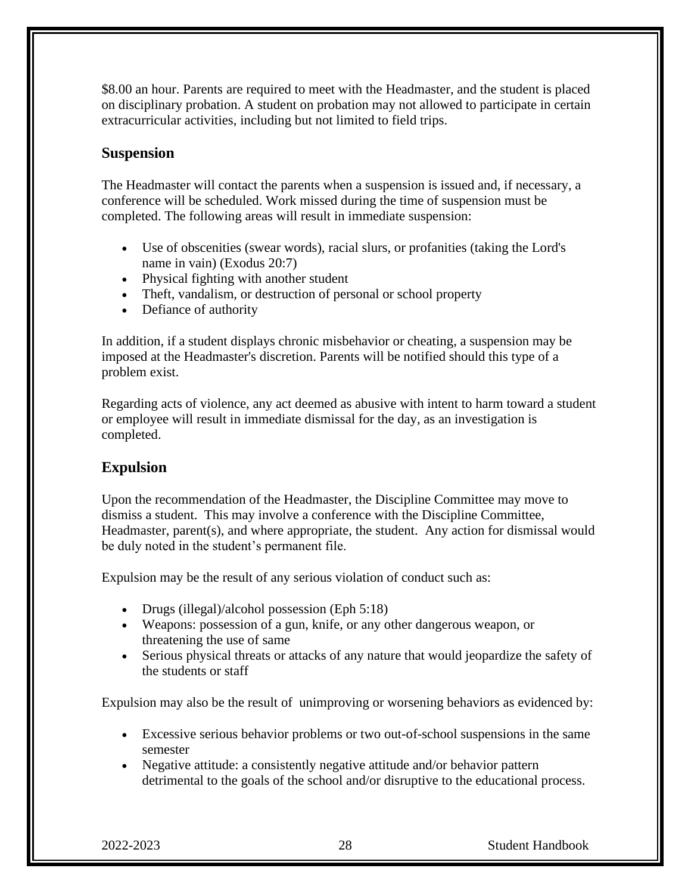$8.00 an hour. Parents are required to meet with the Headmaster, and the student is placed on disciplinary probation. A student on probation may not allowed to participate in certain extracurricular activities, including but not limited to field trips.

## Suspension

The Headmaster will contact the parents when a suspension is issued and, if necessary, a conference will be scheduled. Work missed during the time of suspension must be completed. The following areas will result in immediate suspension:

- Use of obscenities (swear words), racial slurs, or profanities (taking the Lord's name in vain) (Exodus 20:7)
- Physical fighting with another student
- Theft, vandalism, or destruction of personal or school property
- Defiance of authority

In addition, if a student displays chronic misbehavior or cheating, a suspension may be imposed at the Headmaster's discretion. Parents will be notified should this type of a problem exist.

Regarding acts of violence, any act deemed as abusive with intent to harm toward a student or employee will result in immediate dismissal for the day, as an investigation is completed.

## Expulsion

Upon the recommendation of the Headmaster, the Discipline Committee may move to dismiss a student. This may involve a conference with the Discipline Committee, Headmaster, parent(s), and where appropriate, the student. Any action for dismissal would be duly noted in the student's permanent file.

Expulsion may be the result of any serious violation of conduct such as:

- Drugs (illegal)/alcohol possession (Eph 5:18)
- Weapons: possession of a gun, knife, or any other dangerous weapon, or threatening the use of same
- Serious physical threats or attacks of any nature that would jeopardize the safety of the students or staff

Expulsion may also be the result of unimproving or worsening behaviors as evidenced by:

- Excessive serious behavior problems or two out-of-school suspensions in the same semester
- Negative attitude: a consistently negative attitude and/or behavior pattern detrimental to the goals of the school and/or disruptive to the educational process.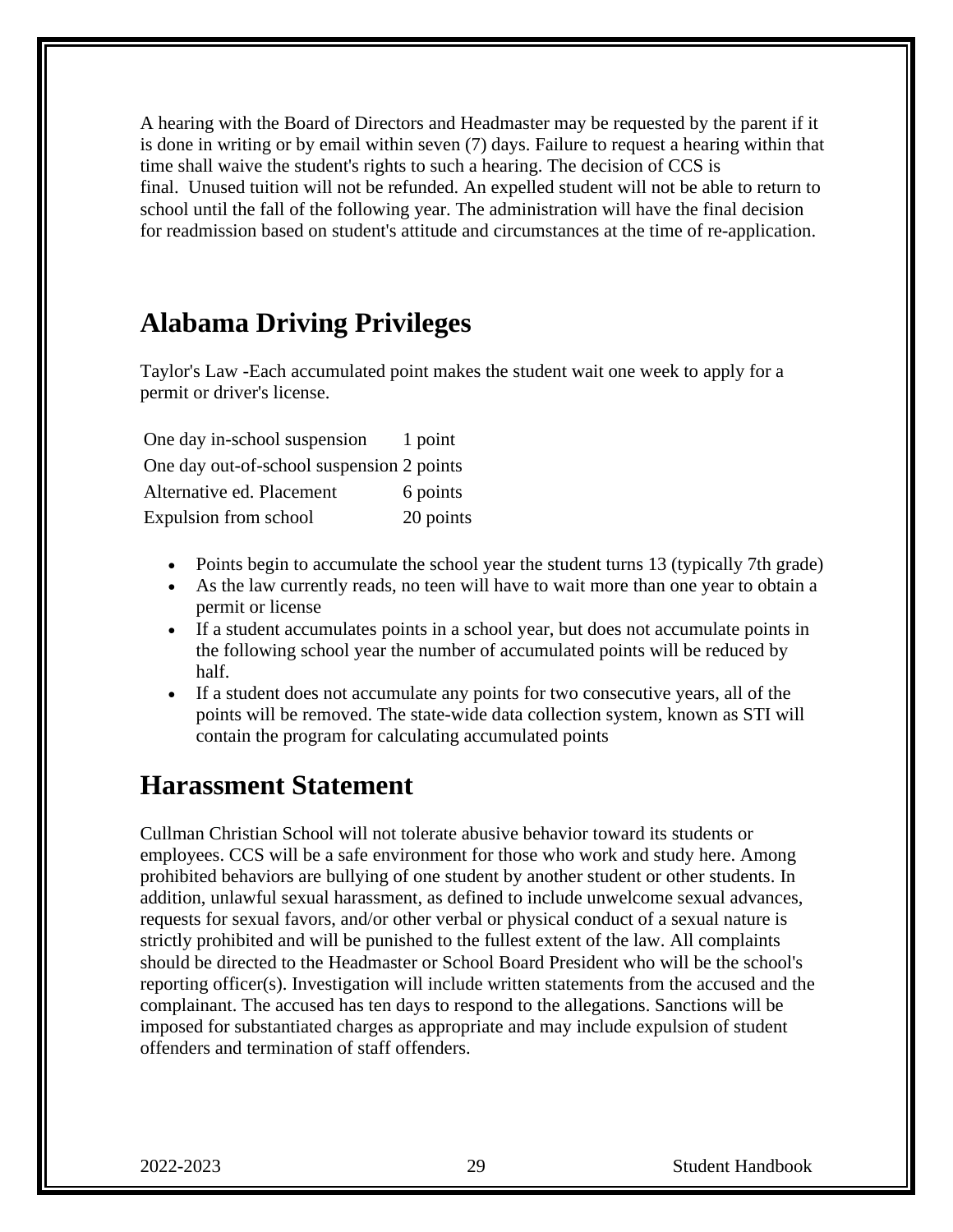A hearing with the Board of Directors and Headmaster may be requested by the parent if it is done in writing or by email within seven (7) days. Failure to request a hearing within that time shall waive the student's rights to such a hearing. The decision of CCS is final.  Unused tuition will not be refunded. An expelled student will not be able to return to school until the fall of the following year. The administration will have the final decision for readmission based on student's attitude and circumstances at the time of re-application.

## Alabama Driving Privileges

Taylor's Law -Each accumulated point makes the student wait one week to apply for a permit or driver's license.

| | |
|---|---|
| One day in-school suspension | 1 point |
| One day out-of-school suspension | 2 points |
| Alternative ed. Placement | 6 points |
| Expulsion from school | 20 points |

- Points begin to accumulate the school year the student turns 13 (typically 7th grade)
- As the law currently reads, no teen will have to wait more than one year to obtain a permit or license
- If a student accumulates points in a school year, but does not accumulate points in the following school year the number of accumulated points will be reduced by half.
- If a student does not accumulate any points for two consecutive years, all of the points will be removed. The state-wide data collection system, known as STI will contain the program for calculating accumulated points

## Harassment Statement

Cullman Christian School will not tolerate abusive behavior toward its students or employees. CCS will be a safe environment for those who work and study here. Among prohibited behaviors are bullying of one student by another student or other students. In addition, unlawful sexual harassment, as defined to include unwelcome sexual advances, requests for sexual favors, and/or other verbal or physical conduct of a sexual nature is strictly prohibited and will be punished to the fullest extent of the law. All complaints should be directed to the Headmaster or School Board President who will be the school's reporting officer(s). Investigation will include written statements from the accused and the complainant. The accused has ten days to respond to the allegations. Sanctions will be imposed for substantiated charges as appropriate and may include expulsion of student offenders and termination of staff offenders.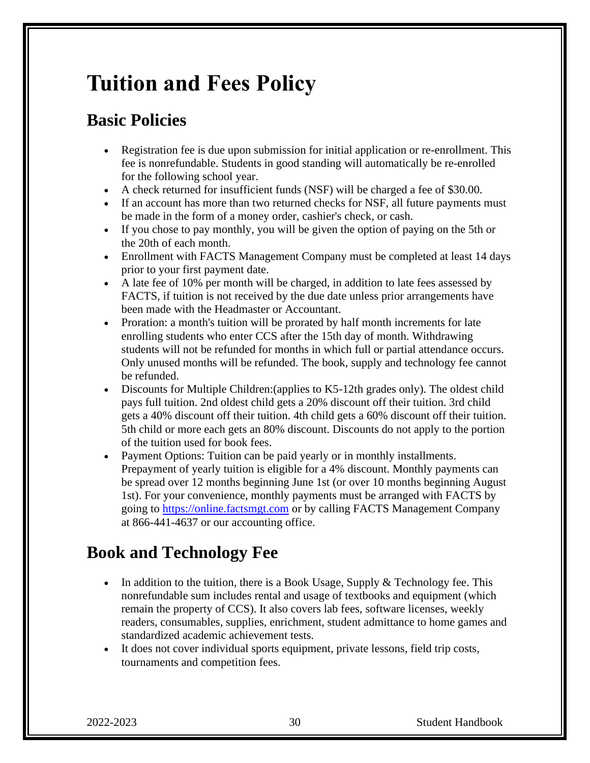# Tuition and Fees Policy

## Basic Policies

- Registration fee is due upon submission for initial application or re-enrollment. This fee is nonrefundable. Students in good standing will automatically be re-enrolled for the following school year.
- A check returned for insufficient funds (NSF) will be charged a fee of $30.00.
- If an account has more than two returned checks for NSF, all future payments must be made in the form of a money order, cashier's check, or cash.
- If you chose to pay monthly, you will be given the option of paying on the 5th or the 20th of each month.
- Enrollment with FACTS Management Company must be completed at least 14 days prior to your first payment date.
- A late fee of 10% per month will be charged, in addition to late fees assessed by FACTS, if tuition is not received by the due date unless prior arrangements have been made with the Headmaster or Accountant.
- Proration: a month's tuition will be prorated by half month increments for late enrolling students who enter CCS after the 15th day of month. Withdrawing students will not be refunded for months in which full or partial attendance occurs. Only unused months will be refunded. The book, supply and technology fee cannot be refunded.
- Discounts for Multiple Children:(applies to K5-12th grades only). The oldest child pays full tuition. 2nd oldest child gets a 20% discount off their tuition. 3rd child gets a 40% discount off their tuition. 4th child gets a 60% discount off their tuition. 5th child or more each gets an 80% discount. Discounts do not apply to the portion of the tuition used for book fees.
- Payment Options: Tuition can be paid yearly or in monthly installments. Prepayment of yearly tuition is eligible for a 4% discount. Monthly payments can be spread over 12 months beginning June 1st (or over 10 months beginning August 1st). For your convenience, monthly payments must be arranged with FACTS by going to [https://online.factsmgt.com](https://online.factsmgt.com) or by calling FACTS Management Company at 866-441-4637 or our accounting office.

## Book and Technology Fee

- In addition to the tuition, there is a Book Usage, Supply & Technology fee. This nonrefundable sum includes rental and usage of textbooks and equipment (which remain the property of CCS). It also covers lab fees, software licenses, weekly readers, consumables, supplies, enrichment, student admittance to home games and standardized academic achievement tests.
- It does not cover individual sports equipment, private lessons, field trip costs, tournaments and competition fees.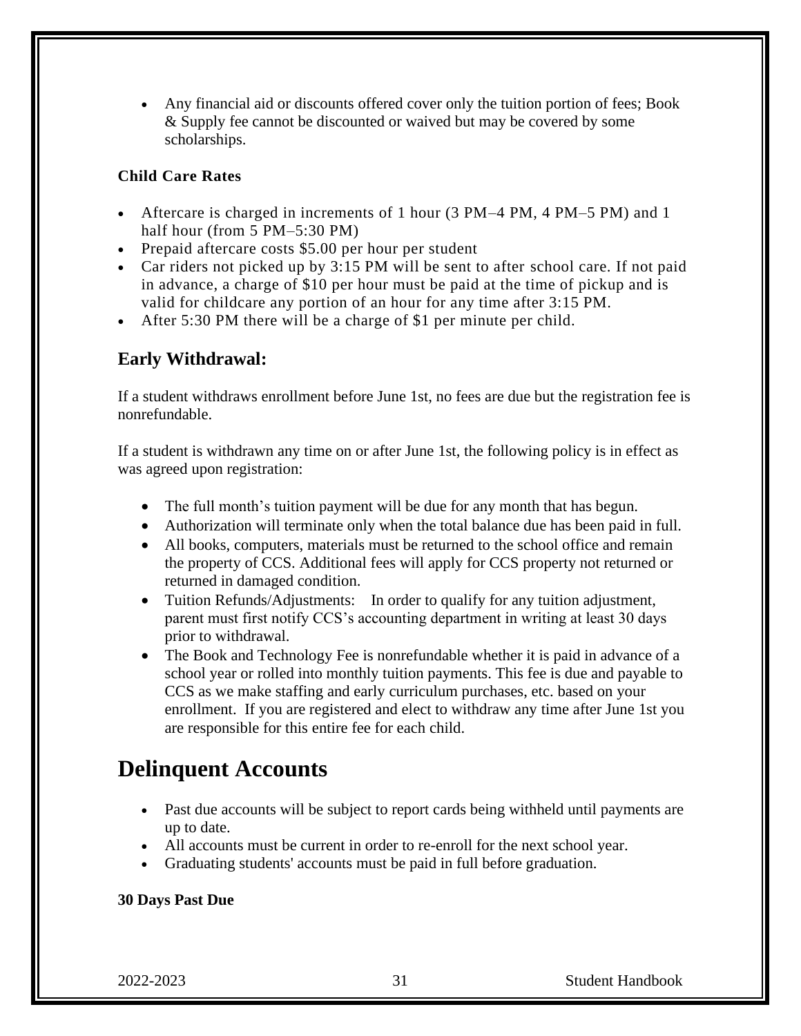- Any financial aid or discounts offered cover only the tuition portion of fees; Book & Supply fee cannot be discounted or waived but may be covered by some scholarships.

**Child Care Rates**

- Aftercare is charged in increments of 1 hour (3 PM–4 PM, 4 PM–5 PM) and 1 half hour (from 5 PM–5:30 PM)
- Prepaid aftercare costs $5.00 per hour per student
- Car riders not picked up by 3:15 PM will be sent to after school care. If not paid in advance, a charge of $10 per hour must be paid at the time of pickup and is valid for childcare any portion of an hour for any time after 3:15 PM.
- After 5:30 PM there will be a charge of $1 per minute per child.

## Early Withdrawal:

If a student withdraws enrollment before June 1st, no fees are due but the registration fee is nonrefundable.

If a student is withdrawn any time on or after June 1st, the following policy is in effect as was agreed upon registration:

- The full month's tuition payment will be due for any month that has begun.
- Authorization will terminate only when the total balance due has been paid in full.
- All books, computers, materials must be returned to the school office and remain the property of CCS. Additional fees will apply for CCS property not returned or returned in damaged condition.
- Tuition Refunds/Adjustments: In order to qualify for any tuition adjustment, parent must first notify CCS's accounting department in writing at least 30 days prior to withdrawal.
- The Book and Technology Fee is nonrefundable whether it is paid in advance of a school year or rolled into monthly tuition payments. This fee is due and payable to CCS as we make staffing and early curriculum purchases, etc. based on your enrollment. If you are registered and elect to withdraw any time after June 1st you are responsible for this entire fee for each child.

# Delinquent Accounts

- Past due accounts will be subject to report cards being withheld until payments are up to date.
- All accounts must be current in order to re-enroll for the next school year.
- Graduating students' accounts must be paid in full before graduation.

**30 Days Past Due**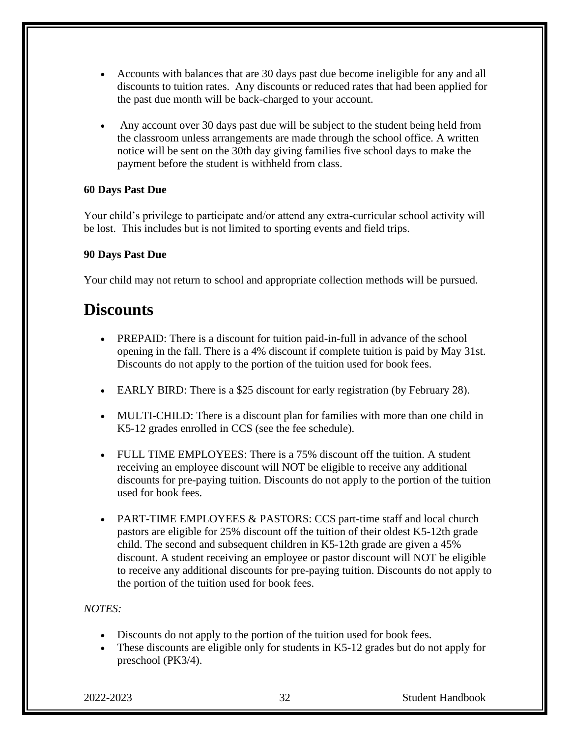- Accounts with balances that are 30 days past due become ineligible for any and all discounts to tuition rates. Any discounts or reduced rates that had been applied for the past due month will be back-charged to your account.

- Any account over 30 days past due will be subject to the student being held from the classroom unless arrangements are made through the school office. A written notice will be sent on the 30th day giving families five school days to make the payment before the student is withheld from class.

**60 Days Past Due**

Your child's privilege to participate and/or attend any extra-curricular school activity will be lost. This includes but is not limited to sporting events and field trips.

**90 Days Past Due**

Your child may not return to school and appropriate collection methods will be pursued.

# Discounts

- PREPAID: There is a discount for tuition paid-in-full in advance of the school opening in the fall. There is a 4% discount if complete tuition is paid by May 31st. Discounts do not apply to the portion of the tuition used for book fees.

- EARLY BIRD: There is a $25 discount for early registration (by February 28).

- MULTI-CHILD: There is a discount plan for families with more than one child in K5-12 grades enrolled in CCS (see the fee schedule).

- FULL TIME EMPLOYEES: There is a 75% discount off the tuition. A student receiving an employee discount will NOT be eligible to receive any additional discounts for pre-paying tuition. Discounts do not apply to the portion of the tuition used for book fees.

- PART-TIME EMPLOYEES & PASTORS: CCS part-time staff and local church pastors are eligible for 25% discount off the tuition of their oldest K5-12th grade child. The second and subsequent children in K5-12th grade are given a 45% discount. A student receiving an employee or pastor discount will NOT be eligible to receive any additional discounts for pre-paying tuition. Discounts do not apply to the portion of the tuition used for book fees.

*NOTES:*

- Discounts do not apply to the portion of the tuition used for book fees.
- These discounts are eligible only for students in K5-12 grades but do not apply for preschool (PK3/4).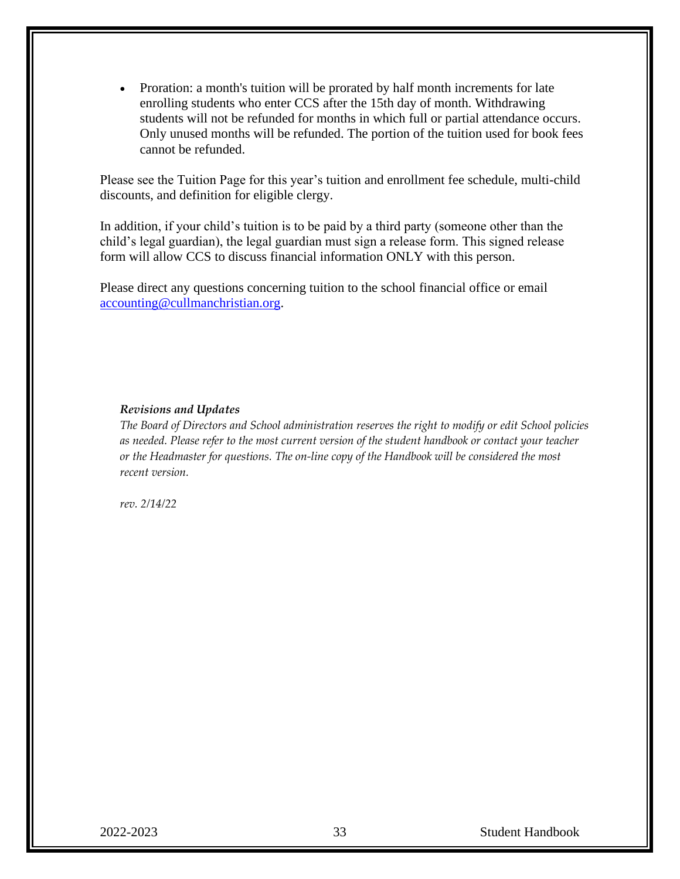- Proration: a month's tuition will be prorated by half month increments for late enrolling students who enter CCS after the 15th day of month. Withdrawing students will not be refunded for months in which full or partial attendance occurs. Only unused months will be refunded. The portion of the tuition used for book fees cannot be refunded.

Please see the Tuition Page for this year's tuition and enrollment fee schedule, multi-child discounts, and definition for eligible clergy.

In addition, if your child's tuition is to be paid by a third party (someone other than the child's legal guardian), the legal guardian must sign a release form. This signed release form will allow CCS to discuss financial information ONLY with this person.

Please direct any questions concerning tuition to the school financial office or email accounting@cullmanchristian.org.

***Revisions and Updates***

*The Board of Directors and School administration reserves the right to modify or edit School policies as needed. Please refer to the most current version of the student handbook or contact your teacher or the Headmaster for questions. The on-line copy of the Handbook will be considered the most recent version.*

*rev. 2/14/22*